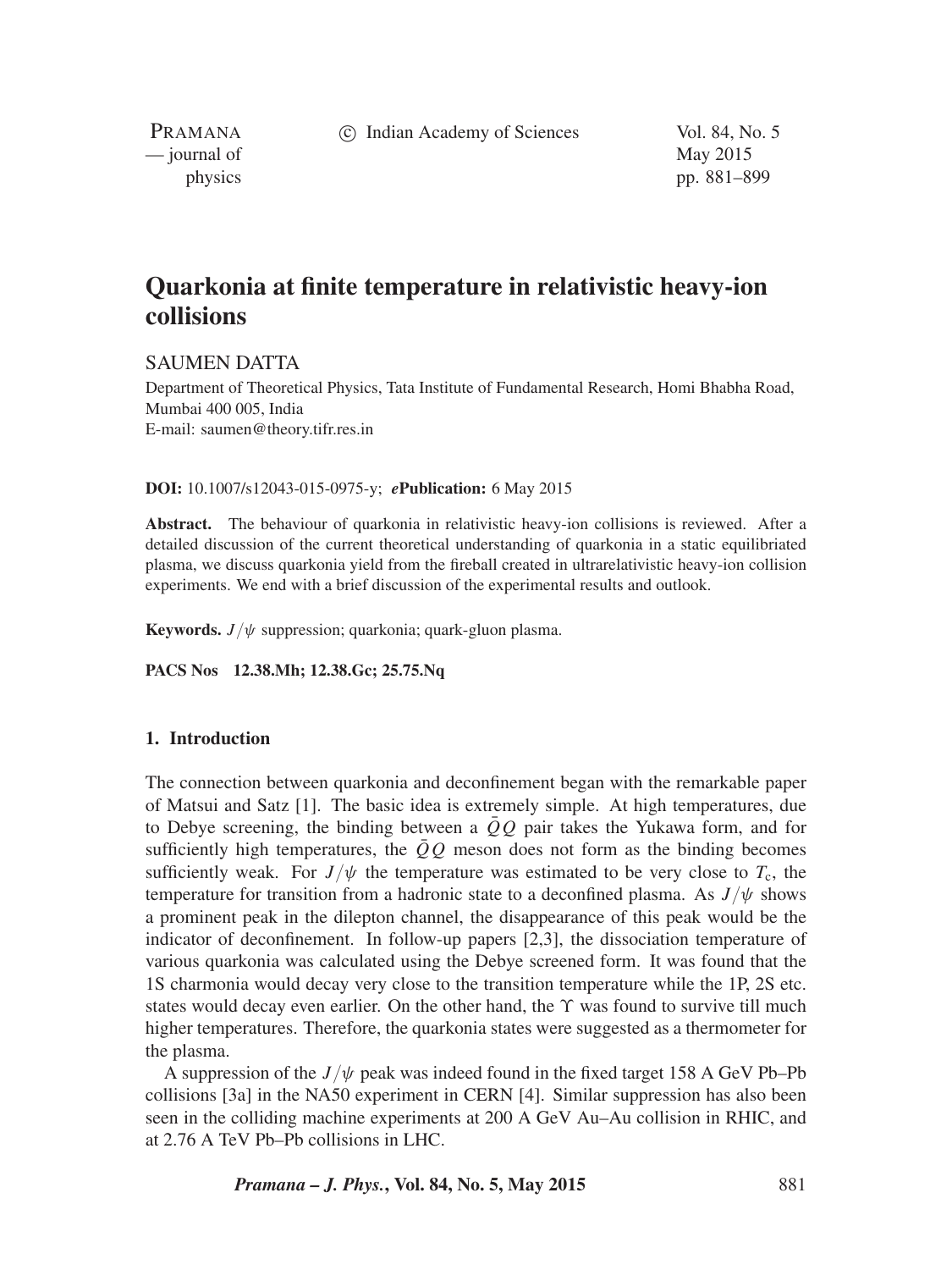# Quarkonia at finite temperature in relativistic heavy-ion collisions

SAUMEN DATTA

Department of Theoretical Physics, Tata Institute of Fundamental Research, Homi Bhabha Road, Mumbai 400 005, India
E-mail: saumen@theory.tifr.res.in

**DOI:** 10.1007/s12043-015-0975-y; ***e*Publication:** 6 May 2015

**Abstract.** The behaviour of quarkonia in relativistic heavy-ion collisions is reviewed. After a detailed discussion of the current theoretical understanding of quarkonia in a static equilibriated plasma, we discuss quarkonia yield from the fireball created in ultrarelativistic heavy-ion collision experiments. We end with a brief discussion of the experimental results and outlook.

**Keywords.** $J/\psi$ suppression; quarkonia; quark-gluon plasma.

**PACS Nos** 12.38.Mh; 12.38.Gc; 25.75.Nq

## 1. Introduction

The connection between quarkonia and deconfinement began with the remarkable paper of Matsui and Satz [1]. The basic idea is extremely simple. At high temperatures, due to Debye screening, the binding between a $\bar{Q}Q$ pair takes the Yukawa form, and for sufficiently high temperatures, the $\bar{Q}Q$ meson does not form as the binding becomes sufficiently weak. For $J/\psi$ the temperature was estimated to be very close to $T_c$, the temperature for transition from a hadronic state to a deconfined plasma. As $J/\psi$ shows a prominent peak in the dilepton channel, the disappearance of this peak would be the indicator of deconfinement. In follow-up papers [2,3], the dissociation temperature of various quarkonia was calculated using the Debye screened form. It was found that the 1S charmonia would decay very close to the transition temperature while the 1P, 2S etc. states would decay even earlier. On the other hand, the $\Upsilon$ was found to survive till much higher temperatures. Therefore, the quarkonia states were suggested as a thermometer for the plasma.

A suppression of the $J/\psi$ peak was indeed found in the fixed target 158 A GeV Pb–Pb collisions [3a] in the NA50 experiment in CERN [4]. Similar suppression has also been seen in the colliding machine experiments at 200 A GeV Au–Au collision in RHIC, and at 2.76 A TeV Pb–Pb collisions in LHC.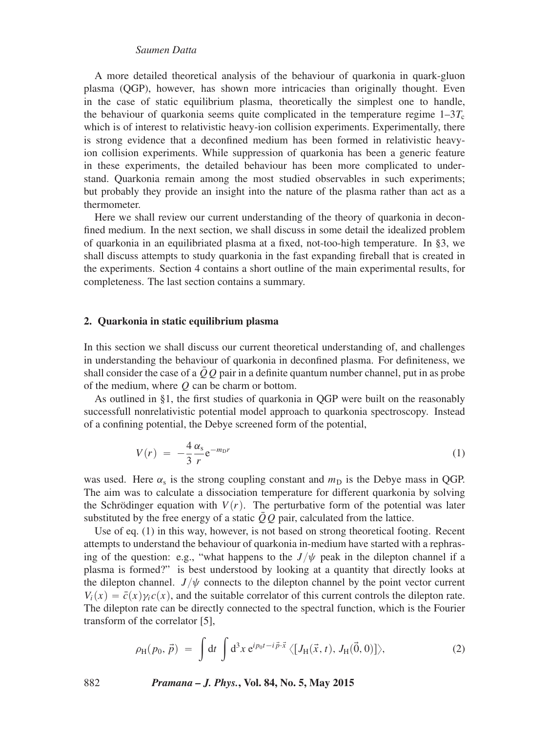A more detailed theoretical analysis of the behaviour of quarkonia in quark-gluon plasma (QGP), however, has shown more intricacies than originally thought. Even in the case of static equilibrium plasma, theoretically the simplest one to handle, the behaviour of quarkonia seems quite complicated in the temperature regime 1–3$T_c$ which is of interest to relativistic heavy-ion collision experiments. Experimentally, there is strong evidence that a deconfined medium has been formed in relativistic heavy-ion collision experiments. While suppression of quarkonia has been a generic feature in these experiments, the detailed behaviour has been more complicated to understand. Quarkonia remain among the most studied observables in such experiments; but probably they provide an insight into the nature of the plasma rather than act as a thermometer.

Here we shall review our current understanding of the theory of quarkonia in deconfined medium. In the next section, we shall discuss in some detail the idealized problem of quarkonia in an equilibriated plasma at a fixed, not-too-high temperature. In §3, we shall discuss attempts to study quarkonia in the fast expanding fireball that is created in the experiments. Section 4 contains a short outline of the main experimental results, for completeness. The last section contains a summary.

## 2. Quarkonia in static equilibrium plasma

In this section we shall discuss our current theoretical understanding of, and challenges in understanding the behaviour of quarkonia in deconfined plasma. For definiteness, we shall consider the case of a $\bar{Q}Q$ pair in a definite quantum number channel, put in as probe of the medium, where $Q$ can be charm or bottom.

As outlined in §1, the first studies of quarkonia in QGP were built on the reasonably successfull nonrelativistic potential model approach to quarkonia spectroscopy. Instead of a confining potential, the Debye screened form of the potential,

$$V(r) = -\frac{4}{3}\frac{\alpha_s}{r}e^{-m_D r} \tag{1}$$

was used. Here $\alpha_s$ is the strong coupling constant and $m_D$ is the Debye mass in QGP. The aim was to calculate a dissociation temperature for different quarkonia by solving the Schrödinger equation with $V(r)$. The perturbative form of the potential was later substituted by the free energy of a static $\bar{Q}Q$ pair, calculated from the lattice.

Use of eq. (1) in this way, however, is not based on strong theoretical footing. Recent attempts to understand the behaviour of quarkonia in-medium have started with a rephrasing of the question: e.g., "what happens to the $J/\psi$ peak in the dilepton channel if a plasma is formed?" is best understood by looking at a quantity that directly looks at the dilepton channel. $J/\psi$ connects to the dilepton channel by the point vector current $V_i(x) = \bar{c}(x)\gamma_i c(x)$, and the suitable correlator of this current controls the dilepton rate. The dilepton rate can be directly connected to the spectral function, which is the Fourier transform of the correlator [5],

$$\rho_H(p_0, \vec{p}) = \int dt \int d^3x \, e^{ip_0 t - i\vec{p}\cdot\vec{x}} \left\langle [J_H(\vec{x}, t), J_H(\vec{0}, 0)] \right\rangle, \tag{2}$$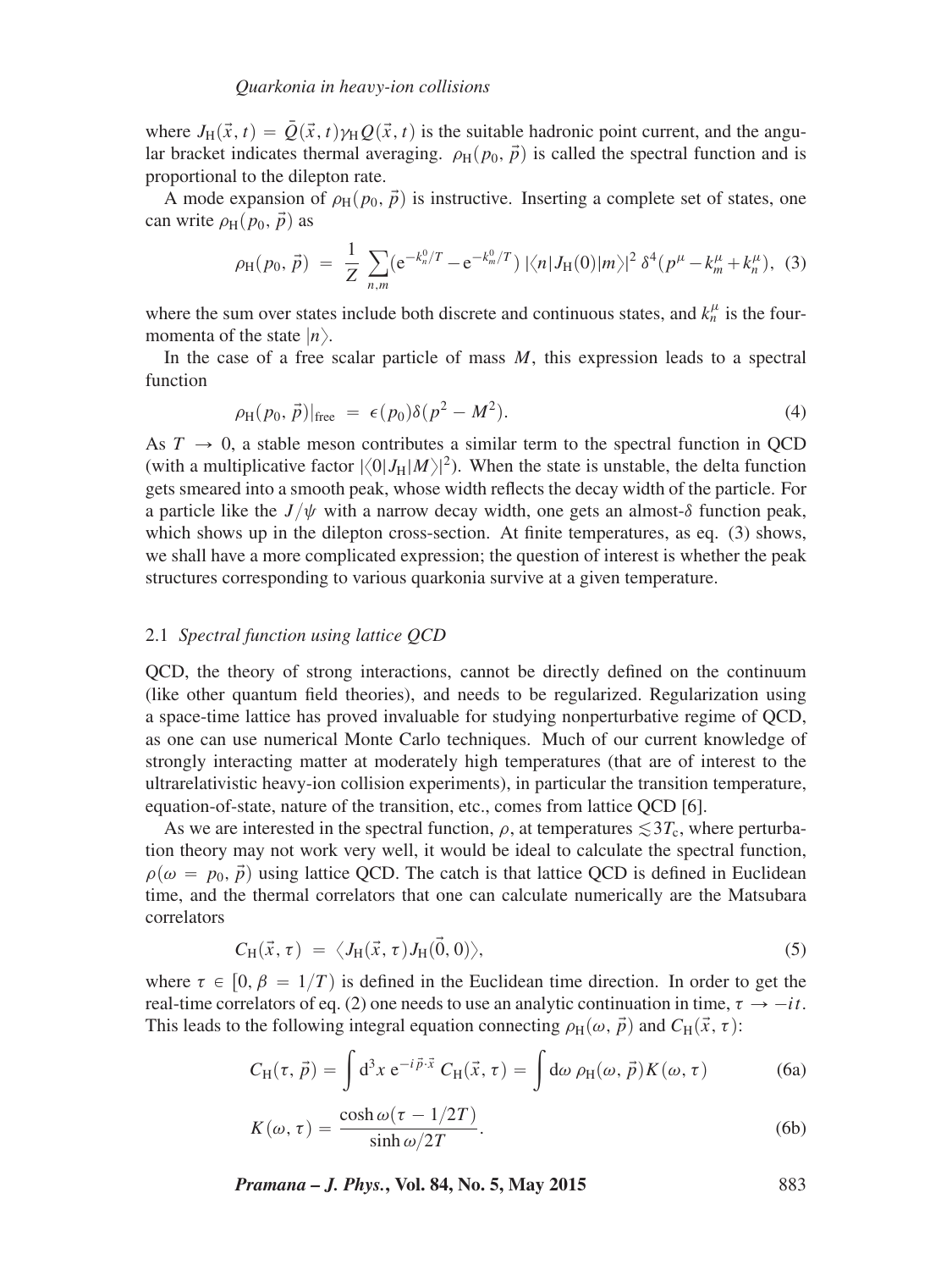where $J_{\rm H}(\vec{x}, t) = \bar{Q}(\vec{x}, t)\gamma_{\rm H} Q(\vec{x}, t)$ is the suitable hadronic point current, and the angular bracket indicates thermal averaging. $\rho_{\rm H}(p_0, \vec{p})$ is called the spectral function and is proportional to the dilepton rate.

A mode expansion of $\rho_{\rm H}(p_0, \vec{p})$ is instructive. Inserting a complete set of states, one can write $\rho_{\rm H}(p_0, \vec{p})$ as

$$\rho_{\rm H}(p_0, \vec{p}) = \frac{1}{Z} \sum_{n,m} ({\rm e}^{-k_n^0/T} - {\rm e}^{-k_m^0/T}) \, |\langle n| J_{\rm H}(0) |m\rangle|^2 \, \delta^4(p^\mu - k_m^\mu + k_n^\mu), \quad (3)$$

where the sum over states include both discrete and continuous states, and $k_n^\mu$ is the four-momenta of the state $|n\rangle$.

In the case of a free scalar particle of mass $M$, this expression leads to a spectral function

$$\rho_{\rm H}(p_0, \vec{p})|_{\rm free} = \epsilon(p_0)\delta(p^2 - M^2). \quad (4)$$

As $T \to 0$, a stable meson contributes a similar term to the spectral function in QCD (with a multiplicative factor $|\langle 0|J_{\rm H}|M\rangle|^2$). When the state is unstable, the delta function gets smeared into a smooth peak, whose width reflects the decay width of the particle. For a particle like the $J/\psi$ with a narrow decay width, one gets an almost-$\delta$ function peak, which shows up in the dilepton cross-section. At finite temperatures, as eq. (3) shows, we shall have a more complicated expression; the question of interest is whether the peak structures corresponding to various quarkonia survive at a given temperature.

### 2.1 *Spectral function using lattice QCD*

QCD, the theory of strong interactions, cannot be directly defined on the continuum (like other quantum field theories), and needs to be regularized. Regularization using a space-time lattice has proved invaluable for studying nonperturbative regime of QCD, as one can use numerical Monte Carlo techniques. Much of our current knowledge of strongly interacting matter at moderately high temperatures (that are of interest to the ultrarelativistic heavy-ion collision experiments), in particular the transition temperature, equation-of-state, nature of the transition, etc., comes from lattice QCD [6].

As we are interested in the spectral function, $\rho$, at temperatures $\lesssim 3T_{\rm c}$, where perturbation theory may not work very well, it would be ideal to calculate the spectral function, $\rho(\omega = p_0, \vec{p})$ using lattice QCD. The catch is that lattice QCD is defined in Euclidean time, and the thermal correlators that one can calculate numerically are the Matsubara correlators

$$C_{\rm H}(\vec{x}, \tau) = \langle J_{\rm H}(\vec{x}, \tau) J_{\rm H}(\vec{0}, 0)\rangle, \quad (5)$$

where $\tau \in [0, \beta = 1/T)$ is defined in the Euclidean time direction. In order to get the real-time correlators of eq. (2) one needs to use an analytic continuation in time, $\tau \to -it$. This leads to the following integral equation connecting $\rho_{\rm H}(\omega, \vec{p})$ and $C_{\rm H}(\vec{x}, \tau)$:

$$C_{\rm H}(\tau, \vec{p}) = \int {\rm d}^3x \, {\rm e}^{-i\vec{p}\cdot\vec{x}} \, C_{\rm H}(\vec{x}, \tau) = \int {\rm d}\omega \, \rho_{\rm H}(\omega, \vec{p}) K(\omega, \tau) \quad (6a)$$

$$K(\omega, \tau) = \frac{\cosh \omega(\tau - 1/2T)}{\sinh \omega/2T}. \quad (6b)$$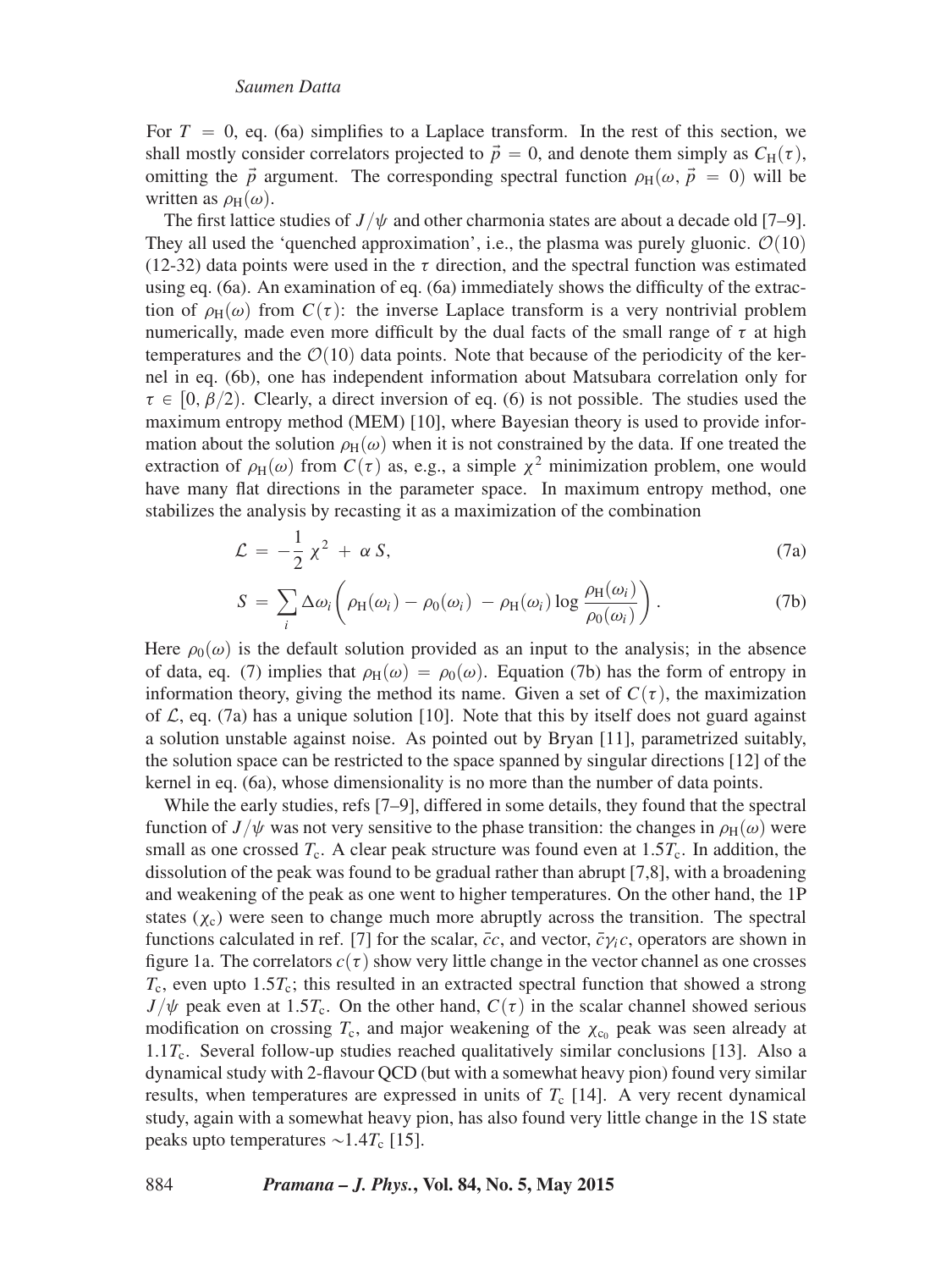For $T = 0$, eq. (6a) simplifies to a Laplace transform. In the rest of this section, we shall mostly consider correlators projected to $\vec{p} = 0$, and denote them simply as $C_{\mathrm{H}}(\tau)$, omitting the $\vec{p}$ argument. The corresponding spectral function $\rho_{\mathrm{H}}(\omega, \vec{p} = 0)$ will be written as $\rho_{\mathrm{H}}(\omega)$.

The first lattice studies of $J/\psi$ and other charmonia states are about a decade old [7–9]. They all used the 'quenched approximation', i.e., the plasma was purely gluonic. $\mathcal{O}(10)$ (12-32) data points were used in the $\tau$ direction, and the spectral function was estimated using eq. (6a). An examination of eq. (6a) immediately shows the difficulty of the extraction of $\rho_{\mathrm{H}}(\omega)$ from $C(\tau)$: the inverse Laplace transform is a very nontrivial problem numerically, made even more difficult by the dual facts of the small range of $\tau$ at high temperatures and the $\mathcal{O}(10)$ data points. Note that because of the periodicity of the kernel in eq. (6b), one has independent information about Matsubara correlation only for $\tau \in [0, \beta/2)$. Clearly, a direct inversion of eq. (6) is not possible. The studies used the maximum entropy method (MEM) [10], where Bayesian theory is used to provide information about the solution $\rho_{\mathrm{H}}(\omega)$ when it is not constrained by the data. If one treated the extraction of $\rho_{\mathrm{H}}(\omega)$ from $C(\tau)$ as, e.g., a simple $\chi^2$ minimization problem, one would have many flat directions in the parameter space. In maximum entropy method, one stabilizes the analysis by recasting it as a maximization of the combination

$$\mathcal{L} = -\frac{1}{2}\,\chi^2 + \alpha\, S, \tag{7a}$$

$$S = \sum_i \Delta\omega_i \left( \rho_{\mathrm{H}}(\omega_i) - \rho_0(\omega_i) - \rho_{\mathrm{H}}(\omega_i) \log \frac{\rho_{\mathrm{H}}(\omega_i)}{\rho_0(\omega_i)} \right). \tag{7b}$$

Here $\rho_0(\omega)$ is the default solution provided as an input to the analysis; in the absence of data, eq. (7) implies that $\rho_{\mathrm{H}}(\omega) = \rho_0(\omega)$. Equation (7b) has the form of entropy in information theory, giving the method its name. Given a set of $C(\tau)$, the maximization of $\mathcal{L}$, eq. (7a) has a unique solution [10]. Note that this by itself does not guard against a solution unstable against noise. As pointed out by Bryan [11], parametrized suitably, the solution space can be restricted to the space spanned by singular directions [12] of the kernel in eq. (6a), whose dimensionality is no more than the number of data points.

While the early studies, refs [7–9], differed in some details, they found that the spectral function of $J/\psi$ was not very sensitive to the phase transition: the changes in $\rho_{\mathrm{H}}(\omega)$ were small as one crossed $T_{\mathrm{c}}$. A clear peak structure was found even at $1.5T_{\mathrm{c}}$. In addition, the dissolution of the peak was found to be gradual rather than abrupt [7,8], with a broadening and weakening of the peak as one went to higher temperatures. On the other hand, the 1P states ($\chi_{\mathrm{c}}$) were seen to change much more abruptly across the transition. The spectral functions calculated in ref. [7] for the scalar, $\bar{c}c$, and vector, $\bar{c}\gamma_i c$, operators are shown in figure 1a. The correlators $c(\tau)$ show very little change in the vector channel as one crosses $T_{\mathrm{c}}$, even upto $1.5T_{\mathrm{c}}$; this resulted in an extracted spectral function that showed a strong $J/\psi$ peak even at $1.5T_{\mathrm{c}}$. On the other hand, $C(\tau)$ in the scalar channel showed serious modification on crossing $T_{\mathrm{c}}$, and major weakening of the $\chi_{\mathrm{c}_0}$ peak was seen already at $1.1T_{\mathrm{c}}$. Several follow-up studies reached qualitatively similar conclusions [13]. Also a dynamical study with 2-flavour QCD (but with a somewhat heavy pion) found very similar results, when temperatures are expressed in units of $T_{\mathrm{c}}$ [14]. A very recent dynamical study, again with a somewhat heavy pion, has also found very little change in the 1S state peaks upto temperatures $\sim 1.4T_{\mathrm{c}}$ [15].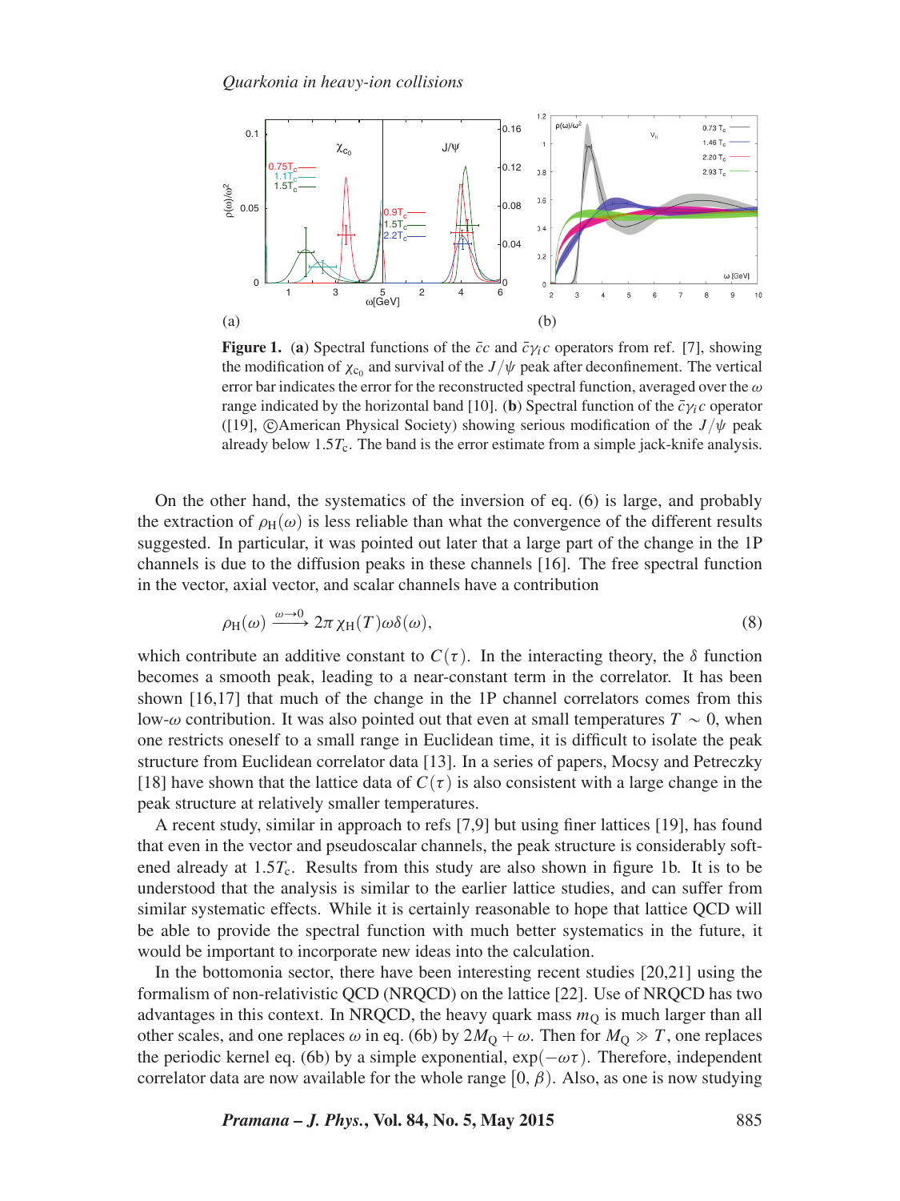**Figure 1.** (**a**) Spectral functions of the $\bar{c}c$ and $\bar{c}\gamma_i c$ operators from ref. [7], showing the modification of $\chi_{c_0}$ and survival of the $J/\psi$ peak after deconfinement. The vertical error bar indicates the error for the reconstructed spectral function, averaged over the $\omega$ range indicated by the horizontal band [10]. (**b**) Spectral function of the $\bar{c}\gamma_i c$ operator ([19], ©American Physical Society) showing serious modification of the $J/\psi$ peak already below $1.5T_c$. The band is the error estimate from a simple jack-knife analysis.

On the other hand, the systematics of the inversion of eq. (6) is large, and probably the extraction of $\rho_H(\omega)$ is less reliable than what the convergence of the different results suggested. In particular, it was pointed out later that a large part of the change in the 1P channels is due to the diffusion peaks in these channels [16]. The free spectral function in the vector, axial vector, and scalar channels have a contribution

$$\rho_H(\omega) \xrightarrow{\omega \to 0} 2\pi \, \chi_H(T) \omega \delta(\omega), \tag{8}$$

which contribute an additive constant to $C(\tau)$. In the interacting theory, the $\delta$ function becomes a smooth peak, leading to a near-constant term in the correlator. It has been shown [16,17] that much of the change in the 1P channel correlators comes from this low-$\omega$ contribution. It was also pointed out that even at small temperatures $T \sim 0$, when one restricts oneself to a small range in Euclidean time, it is difficult to isolate the peak structure from Euclidean correlator data [13]. In a series of papers, Mocsy and Petreczky [18] have shown that the lattice data of $C(\tau)$ is also consistent with a large change in the peak structure at relatively smaller temperatures.

A recent study, similar in approach to refs [7,9] but using finer lattices [19], has found that even in the vector and pseudoscalar channels, the peak structure is considerably softened already at $1.5T_c$. Results from this study are also shown in figure 1b. It is to be understood that the analysis is similar to the earlier lattice studies, and can suffer from similar systematic effects. While it is certainly reasonable to hope that lattice QCD will be able to provide the spectral function with much better systematics in the future, it would be important to incorporate new ideas into the calculation.

In the bottomonia sector, there have been interesting recent studies [20,21] using the formalism of non-relativistic QCD (NRQCD) on the lattice [22]. Use of NRQCD has two advantages in this context. In NRQCD, the heavy quark mass $m_Q$ is much larger than all other scales, and one replaces $\omega$ in eq. (6b) by $2M_Q + \omega$. Then for $M_Q \gg T$, one replaces the periodic kernel eq. (6b) by a simple exponential, $\exp(-\omega\tau)$. Therefore, independent correlator data are now available for the whole range $[0, \beta)$. Also, as one is now studying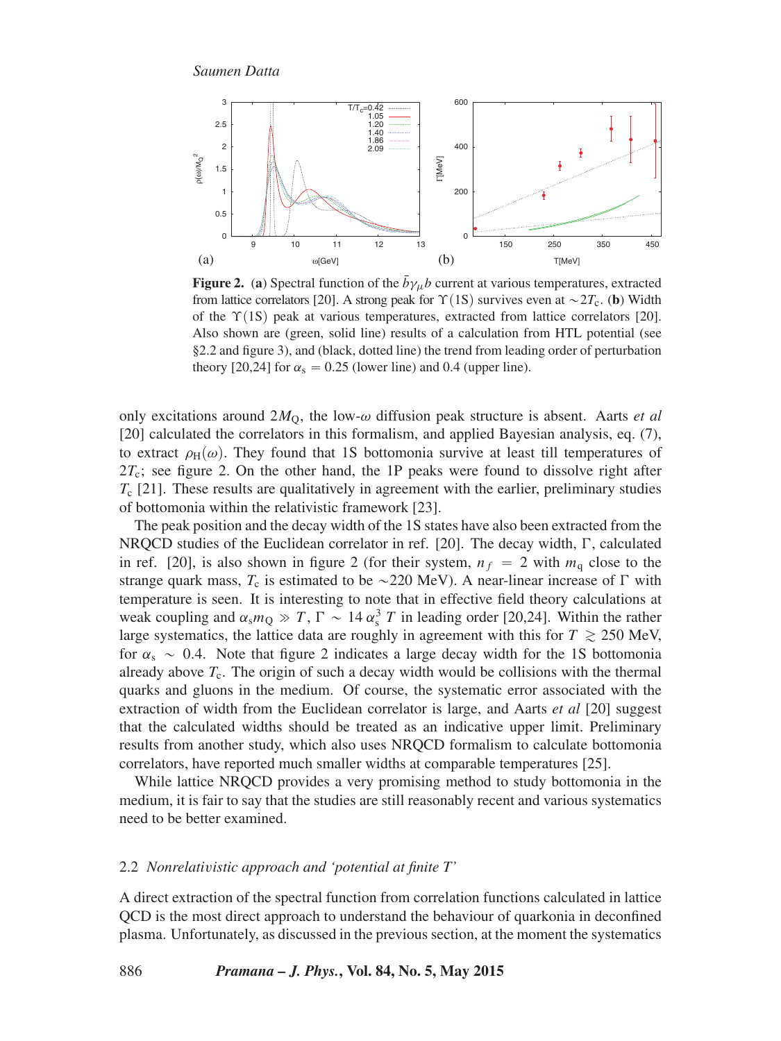**Figure 2.** (**a**) Spectral function of the $\bar{b}\gamma_\mu b$ current at various temperatures, extracted from lattice correlators [20]. A strong peak for $\Upsilon(1S)$ survives even at $\sim 2T_c$. (**b**) Width of the $\Upsilon(1S)$ peak at various temperatures, extracted from lattice correlators [20]. Also shown are (green, solid line) results of a calculation from HTL potential (see §2.2 and figure 3), and (black, dotted line) the trend from leading order of perturbation theory [20,24] for $\alpha_s = 0.25$ (lower line) and 0.4 (upper line).

only excitations around $2M_Q$, the low-$\omega$ diffusion peak structure is absent. Aarts *et al* [20] calculated the correlators in this formalism, and applied Bayesian analysis, eq. (7), to extract $\rho_H(\omega)$. They found that 1S bottomonia survive at least till temperatures of $2T_c$; see figure 2. On the other hand, the 1P peaks were found to dissolve right after $T_c$ [21]. These results are qualitatively in agreement with the earlier, preliminary studies of bottomonia within the relativistic framework [23].

The peak position and the decay width of the 1S states have also been extracted from the NRQCD studies of the Euclidean correlator in ref. [20]. The decay width, $\Gamma$, calculated in ref. [20], is also shown in figure 2 (for their system, $n_f = 2$ with $m_q$ close to the strange quark mass, $T_c$ is estimated to be $\sim$220 MeV). A near-linear increase of $\Gamma$ with temperature is seen. It is interesting to note that in effective field theory calculations at weak coupling and $\alpha_s m_Q \gg T$, $\Gamma \sim 14\,\alpha_s^3\, T$ in leading order [20,24]. Within the rather large systematics, the lattice data are roughly in agreement with this for $T \gtrsim 250$ MeV, for $\alpha_s \sim 0.4$. Note that figure 2 indicates a large decay width for the 1S bottomonia already above $T_c$. The origin of such a decay width would be collisions with the thermal quarks and gluons in the medium. Of course, the systematic error associated with the extraction of width from the Euclidean correlator is large, and Aarts *et al* [20] suggest that the calculated widths should be treated as an indicative upper limit. Preliminary results from another study, which also uses NRQCD formalism to calculate bottomonia correlators, have reported much smaller widths at comparable temperatures [25].

While lattice NRQCD provides a very promising method to study bottomonia in the medium, it is fair to say that the studies are still reasonably recent and various systematics need to be better examined.

### 2.2 *Nonrelativistic approach and 'potential at finite T'*

A direct extraction of the spectral function from correlation functions calculated in lattice QCD is the most direct approach to understand the behaviour of quarkonia in deconfined plasma. Unfortunately, as discussed in the previous section, at the moment the systematics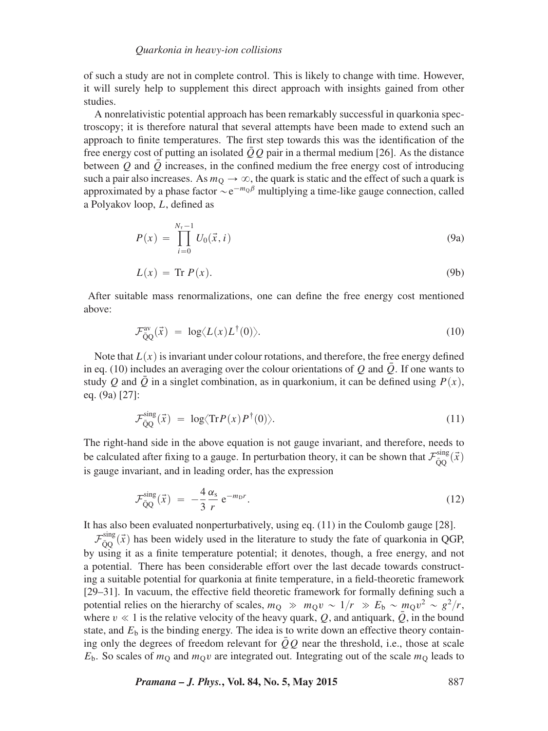of such a study are not in complete control. This is likely to change with time. However, it will surely help to supplement this direct approach with insights gained from other studies.

A nonrelativistic potential approach has been remarkably successful in quarkonia spectroscopy; it is therefore natural that several attempts have been made to extend such an approach to finite temperatures. The first step towards this was the identification of the free energy cost of putting an isolated $\bar{Q}Q$ pair in a thermal medium [26]. As the distance between $Q$ and $\bar{Q}$ increases, in the confined medium the free energy cost of introducing such a pair also increases. As $m_{\rm Q} \to \infty$, the quark is static and the effect of such a quark is approximated by a phase factor $\sim {\rm e}^{-m_{\rm Q}\beta}$ multiplying a time-like gauge connection, called a Polyakov loop, $L$, defined as

$$P(x) = \prod_{i=0}^{N_\tau - 1} U_0(\vec{x}, i) \tag{9a}$$

$$L(x) = {\rm Tr}\, P(x). \tag{9b}$$

After suitable mass renormalizations, one can define the free energy cost mentioned above:

$$\mathcal{F}^{\rm av}_{\bar{\rm Q}{\rm Q}}(\vec{x}) = \log\langle L(x) L^{\dagger}(0)\rangle. \tag{10}$$

Note that $L(x)$ is invariant under colour rotations, and therefore, the free energy defined in eq. (10) includes an averaging over the colour orientations of $Q$ and $\bar{Q}$. If one wants to study $Q$ and $\bar{Q}$ in a singlet combination, as in quarkonium, it can be defined using $P(x)$, eq. (9a) [27]:

$$\mathcal{F}^{\rm sing}_{\bar{\rm Q}{\rm Q}}(\vec{x}) = \log\langle {\rm Tr} P(x) P^{\dagger}(0)\rangle. \tag{11}$$

The right-hand side in the above equation is not gauge invariant, and therefore, needs to be calculated after fixing to a gauge. In perturbation theory, it can be shown that $\mathcal{F}^{\rm sing}_{\bar{\rm Q}{\rm Q}}(\vec{x})$ is gauge invariant, and in leading order, has the expression

$$\mathcal{F}^{\rm sing}_{\bar{\rm Q}{\rm Q}}(\vec{x}) = -\frac{4}{3}\frac{\alpha_{\rm s}}{r}\,{\rm e}^{-m_{\rm D} r}. \tag{12}$$

It has also been evaluated nonperturbatively, using eq. (11) in the Coulomb gauge [28].

$\mathcal{F}^{\rm sing}_{\bar{\rm Q}{\rm Q}}(\vec{x})$ has been widely used in the literature to study the fate of quarkonia in QGP, by using it as a finite temperature potential; it denotes, though, a free energy, and not a potential. There has been considerable effort over the last decade towards constructing a suitable potential for quarkonia at finite temperature, in a field-theoretic framework [29–31]. In vacuum, the effective field theoretic framework for formally defining such a potential relies on the hierarchy of scales, $m_{\rm Q} \gg m_{\rm Q} v \sim 1/r \gg E_{\rm b} \sim m_{\rm Q} v^2 \sim g^2/r$, where $v \ll 1$ is the relative velocity of the heavy quark, $Q$, and antiquark, $\bar{Q}$, in the bound state, and $E_{\rm b}$ is the binding energy. The idea is to write down an effective theory containing only the degrees of freedom relevant for $\bar{Q}Q$ near the threshold, i.e., those at scale $E_{\rm b}$. So scales of $m_{\rm Q}$ and $m_{\rm Q} v$ are integrated out. Integrating out of the scale $m_{\rm Q}$ leads to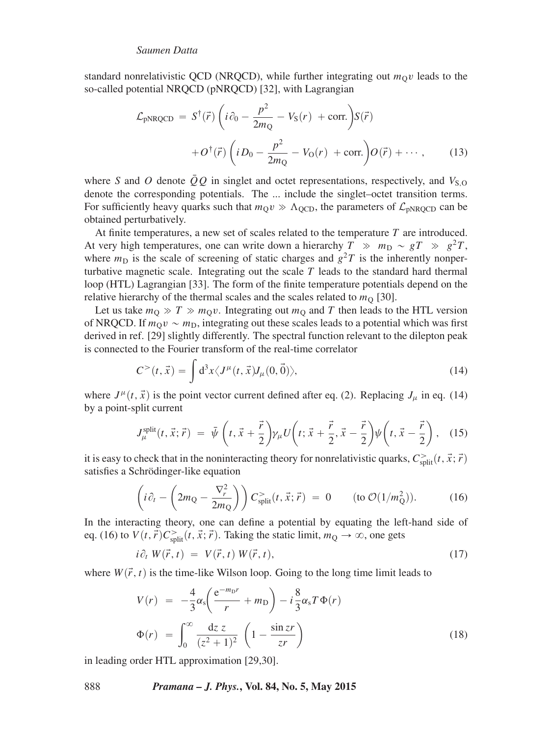standard nonrelativistic QCD (NRQCD), while further integrating out $m_Q v$ leads to the so-called potential NRQCD (pNRQCD) [32], with Lagrangian

$$
\begin{aligned}
\mathcal{L}_{\rm pNRQCD} &= S^\dagger(\vec{r})\left(i\partial_0 - \frac{p^2}{2m_Q} - V_S(r) \;+ \text{corr.}\right)S(\vec{r}) \\
&\quad + O^\dagger(\vec{r})\left(iD_0 - \frac{p^2}{2m_Q} - V_O(r) \;+ \text{corr.}\right)O(\vec{r}) + \cdots, \qquad (13)
\end{aligned}
$$

where $S$ and $O$ denote $\bar{Q}Q$ in singlet and octet representations, respectively, and $V_{S,O}$ denote the corresponding potentials. The ... include the singlet–octet transition terms. For sufficiently heavy quarks such that $m_Q v \gg \Lambda_{\rm QCD}$, the parameters of $\mathcal{L}_{\rm pNRQCD}$ can be obtained perturbatively.

At finite temperatures, a new set of scales related to the temperature $T$ are introduced. At very high temperatures, one can write down a hierarchy $T \gg m_D \sim gT \gg g^2T$, where $m_D$ is the scale of screening of static charges and $g^2T$ is the inherently nonperturbative magnetic scale. Integrating out the scale $T$ leads to the standard hard thermal loop (HTL) Lagrangian [33]. The form of the finite temperature potentials depend on the relative hierarchy of the thermal scales and the scales related to $m_Q$ [30].

Let us take $m_Q \gg T \gg m_Q v$. Integrating out $m_Q$ and $T$ then leads to the HTL version of NRQCD. If $m_Q v \sim m_D$, integrating out these scales leads to a potential which was first derived in ref. [29] slightly differently. The spectral function relevant to the dilepton peak is connected to the Fourier transform of the real-time correlator

$$
C^>(t,\vec{x}) = \int d^3x \langle J^\mu(t,\vec{x}) J_\mu(0,\vec{0})\rangle, \qquad (14)
$$

where $J^\mu(t,\vec{x})$ is the point vector current defined after eq. (2). Replacing $J_\mu$ in eq. (14) by a point-split current

$$
J_\mu^{\rm split}(t,\vec{x};\vec{r}) \;=\; \bar{\psi}\left(t,\vec{x}+\frac{\vec{r}}{2}\right)\gamma_\mu U\left(t;\vec{x}+\frac{\vec{r}}{2},\vec{x}-\frac{\vec{r}}{2}\right)\psi\left(t,\vec{x}-\frac{\vec{r}}{2}\right), \quad (15)
$$

it is easy to check that in the noninteracting theory for nonrelativistic quarks, $C^>_{\rm split}(t,\vec{x};\vec{r})$ satisfies a Schrödinger-like equation

$$
\left(i\partial_t - \left(2m_Q - \frac{\nabla_r^2}{2m_Q}\right)\right) C^>_{\rm split}(t,\vec{x};\vec{r}) \;=\; 0 \qquad (\text{to } \mathcal{O}(1/m_Q^2)). \qquad (16)
$$

In the interacting theory, one can define a potential by equating the left-hand side of eq. (16) to $V(t,\vec{r})C^>_{\rm split}(t,\vec{x};\vec{r})$. Taking the static limit, $m_Q \to \infty$, one gets

$$
i\partial_t\, W(\vec{r},t) \;=\; V(\vec{r},t)\, W(\vec{r},t), \qquad (17)
$$

where $W(\vec{r},t)$ is the time-like Wilson loop. Going to the long time limit leads to

$$
\begin{aligned}
V(r) &= -\frac{4}{3}\alpha_s\left(\frac{e^{-m_D r}}{r} + m_D\right) - i\,\frac{8}{3}\alpha_s T\,\Phi(r) \\
\Phi(r) &= \int_0^\infty \frac{dz\; z}{(z^2+1)^2}\;\left(1 - \frac{\sin zr}{zr}\right) \qquad (18)
\end{aligned}
$$

in leading order HTL approximation [29,30].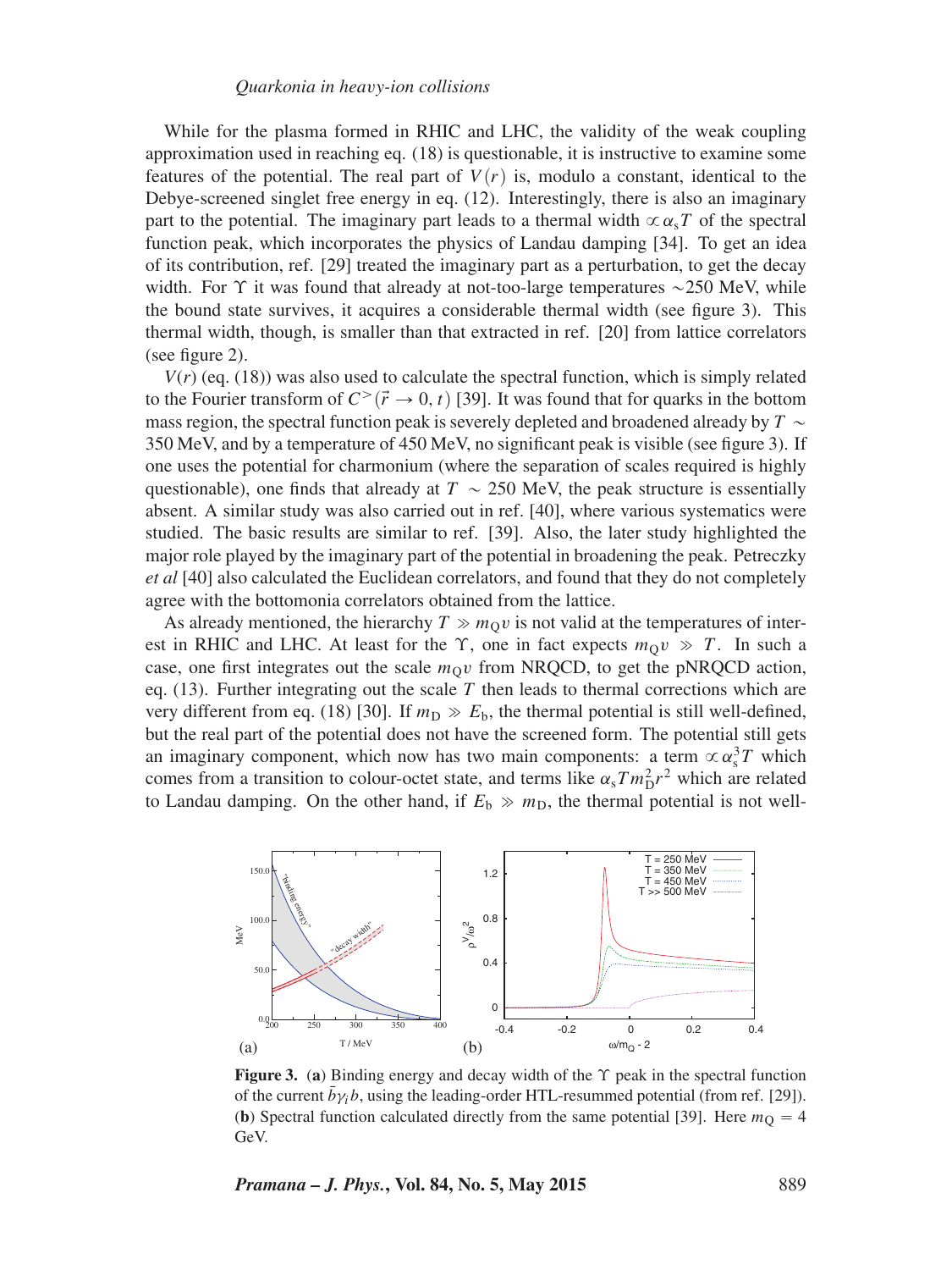While for the plasma formed in RHIC and LHC, the validity of the weak coupling approximation used in reaching eq. (18) is questionable, it is instructive to examine some features of the potential. The real part of $V(r)$ is, modulo a constant, identical to the Debye-screened singlet free energy in eq. (12). Interestingly, there is also an imaginary part to the potential. The imaginary part leads to a thermal width $\propto \alpha_s T$ of the spectral function peak, which incorporates the physics of Landau damping [34]. To get an idea of its contribution, ref. [29] treated the imaginary part as a perturbation, to get the decay width. For $\Upsilon$ it was found that already at not-too-large temperatures $\sim$250 MeV, while the bound state survives, it acquires a considerable thermal width (see figure 3). This thermal width, though, is smaller than that extracted in ref. [20] from lattice correlators (see figure 2).

$V(r)$ (eq. (18)) was also used to calculate the spectral function, which is simply related to the Fourier transform of $C^>(\vec{r} \to 0, t)$ [39]. It was found that for quarks in the bottom mass region, the spectral function peak is severely depleted and broadened already by $T \sim$ 350 MeV, and by a temperature of 450 MeV, no significant peak is visible (see figure 3). If one uses the potential for charmonium (where the separation of scales required is highly questionable), one finds that already at $T \sim$ 250 MeV, the peak structure is essentially absent. A similar study was also carried out in ref. [40], where various systematics were studied. The basic results are similar to ref. [39]. Also, the later study highlighted the major role played by the imaginary part of the potential in broadening the peak. Petreczky *et al* [40] also calculated the Euclidean correlators, and found that they do not completely agree with the bottomonia correlators obtained from the lattice.

As already mentioned, the hierarchy $T \gg m_Q v$ is not valid at the temperatures of interest in RHIC and LHC. At least for the $\Upsilon$, one in fact expects $m_Q v \gg T$. In such a case, one first integrates out the scale $m_Q v$ from NRQCD, to get the pNRQCD action, eq. (13). Further integrating out the scale $T$ then leads to thermal corrections which are very different from eq. (18) [30]. If $m_D \gg E_b$, the thermal potential is still well-defined, but the real part of the potential does not have the screened form. The potential still gets an imaginary component, which now has two main components: a term $\propto \alpha_s^3 T$ which comes from a transition to colour-octet state, and terms like $\alpha_s T m_D^2 r^2$ which are related to Landau damping. On the other hand, if $E_b \gg m_D$, the thermal potential is not well-

**Figure 3.** (**a**) Binding energy and decay width of the $\Upsilon$ peak in the spectral function of the current $\bar{b}\gamma_i b$, using the leading-order HTL-resummed potential (from ref. [29]). (**b**) Spectral function calculated directly from the same potential [39]. Here $m_Q = 4$ GeV.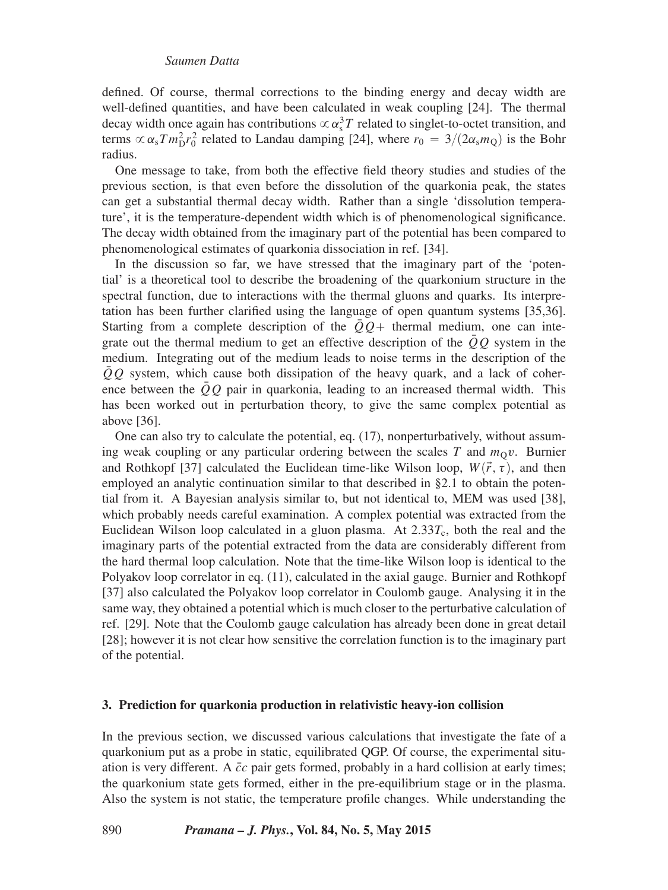defined. Of course, thermal corrections to the binding energy and decay width are well-defined quantities, and have been calculated in weak coupling [24]. The thermal decay width once again has contributions $\propto \alpha_s^3 T$ related to singlet-to-octet transition, and terms $\propto \alpha_s T m_D^2 r_0^2$ related to Landau damping [24], where $r_0 = 3/(2\alpha_s m_Q)$ is the Bohr radius.

One message to take, from both the effective field theory studies and studies of the previous section, is that even before the dissolution of the quarkonia peak, the states can get a substantial thermal decay width. Rather than a single 'dissolution temperature', it is the temperature-dependent width which is of phenomenological significance. The decay width obtained from the imaginary part of the potential has been compared to phenomenological estimates of quarkonia dissociation in ref. [34].

In the discussion so far, we have stressed that the imaginary part of the 'potential' is a theoretical tool to describe the broadening of the quarkonium structure in the spectral function, due to interactions with the thermal gluons and quarks. Its interpretation has been further clarified using the language of open quantum systems [35,36]. Starting from a complete description of the $\bar{Q}Q+$ thermal medium, one can integrate out the thermal medium to get an effective description of the $\bar{Q}Q$ system in the medium. Integrating out of the medium leads to noise terms in the description of the $\bar{Q}Q$ system, which cause both dissipation of the heavy quark, and a lack of coherence between the $\bar{Q}Q$ pair in quarkonia, leading to an increased thermal width. This has been worked out in perturbation theory, to give the same complex potential as above [36].

One can also try to calculate the potential, eq. (17), nonperturbatively, without assuming weak coupling or any particular ordering between the scales $T$ and $m_Q v$. Burnier and Rothkopf [37] calculated the Euclidean time-like Wilson loop, $W(\vec{r}, \tau)$, and then employed an analytic continuation similar to that described in §2.1 to obtain the potential from it. A Bayesian analysis similar to, but not identical to, MEM was used [38], which probably needs careful examination. A complex potential was extracted from the Euclidean Wilson loop calculated in a gluon plasma. At $2.33T_c$, both the real and the imaginary parts of the potential extracted from the data are considerably different from the hard thermal loop calculation. Note that the time-like Wilson loop is identical to the Polyakov loop correlator in eq. (11), calculated in the axial gauge. Burnier and Rothkopf [37] also calculated the Polyakov loop correlator in Coulomb gauge. Analysing it in the same way, they obtained a potential which is much closer to the perturbative calculation of ref. [29]. Note that the Coulomb gauge calculation has already been done in great detail [28]; however it is not clear how sensitive the correlation function is to the imaginary part of the potential.

## 3. Prediction for quarkonia production in relativistic heavy-ion collision

In the previous section, we discussed various calculations that investigate the fate of a quarkonium put as a probe in static, equilibrated QGP. Of course, the experimental situation is very different. A $\bar{c}c$ pair gets formed, probably in a hard collision at early times; the quarkonium state gets formed, either in the pre-equilibrium stage or in the plasma. Also the system is not static, the temperature profile changes. While understanding the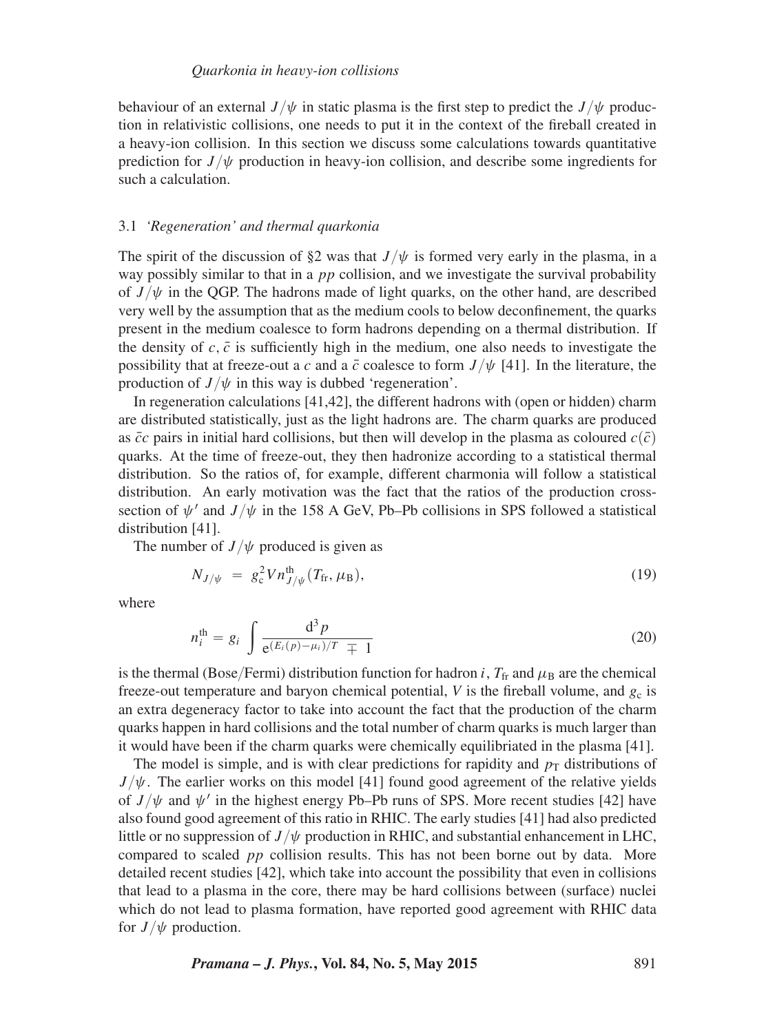behaviour of an external $J/\psi$ in static plasma is the first step to predict the $J/\psi$ production in relativistic collisions, one needs to put it in the context of the fireball created in a heavy-ion collision. In this section we discuss some calculations towards quantitative prediction for $J/\psi$ production in heavy-ion collision, and describe some ingredients for such a calculation.

### 3.1 *'Regeneration' and thermal quarkonia*

The spirit of the discussion of §2 was that $J/\psi$ is formed very early in the plasma, in a way possibly similar to that in a *pp* collision, and we investigate the survival probability of $J/\psi$ in the QGP. The hadrons made of light quarks, on the other hand, are described very well by the assumption that as the medium cools to below deconfinement, the quarks present in the medium coalesce to form hadrons depending on a thermal distribution. If the density of $c, \bar{c}$ is sufficiently high in the medium, one also needs to investigate the possibility that at freeze-out a $c$ and a $\bar{c}$ coalesce to form $J/\psi$ [41]. In the literature, the production of $J/\psi$ in this way is dubbed 'regeneration'.

In regeneration calculations [41,42], the different hadrons with (open or hidden) charm are distributed statistically, just as the light hadrons are. The charm quarks are produced as $\bar{c}c$ pairs in initial hard collisions, but then will develop in the plasma as coloured $c(\bar{c})$ quarks. At the time of freeze-out, they then hadronize according to a statistical thermal distribution. So the ratios of, for example, different charmonia will follow a statistical distribution. An early motivation was the fact that the ratios of the production cross-section of $\psi'$ and $J/\psi$ in the 158 A GeV, Pb–Pb collisions in SPS followed a statistical distribution [41].

The number of $J/\psi$ produced is given as

$$N_{J/\psi} \;=\; g_{\rm c}^2 V n_{J/\psi}^{\rm th}(T_{\rm fr}, \mu_{\rm B}), \tag{19}$$

where

$$n_i^{\rm th} = g_i \int \frac{{\rm d}^3 p}{{\rm e}^{(E_i(p)-\mu_i)/T} \mp 1} \tag{20}$$

is the thermal (Bose/Fermi) distribution function for hadron $i$, $T_{\rm fr}$ and $\mu_{\rm B}$ are the chemical freeze-out temperature and baryon chemical potential, $V$ is the fireball volume, and $g_{\rm c}$ is an extra degeneracy factor to take into account the fact that the production of the charm quarks happen in hard collisions and the total number of charm quarks is much larger than it would have been if the charm quarks were chemically equilibriated in the plasma [41].

The model is simple, and is with clear predictions for rapidity and $p_{\rm T}$ distributions of $J/\psi$. The earlier works on this model [41] found good agreement of the relative yields of $J/\psi$ and $\psi'$ in the highest energy Pb–Pb runs of SPS. More recent studies [42] have also found good agreement of this ratio in RHIC. The early studies [41] had also predicted little or no suppression of $J/\psi$ production in RHIC, and substantial enhancement in LHC, compared to scaled *pp* collision results. This has not been borne out by data. More detailed recent studies [42], which take into account the possibility that even in collisions that lead to a plasma in the core, there may be hard collisions between (surface) nuclei which do not lead to plasma formation, have reported good agreement with RHIC data for $J/\psi$ production.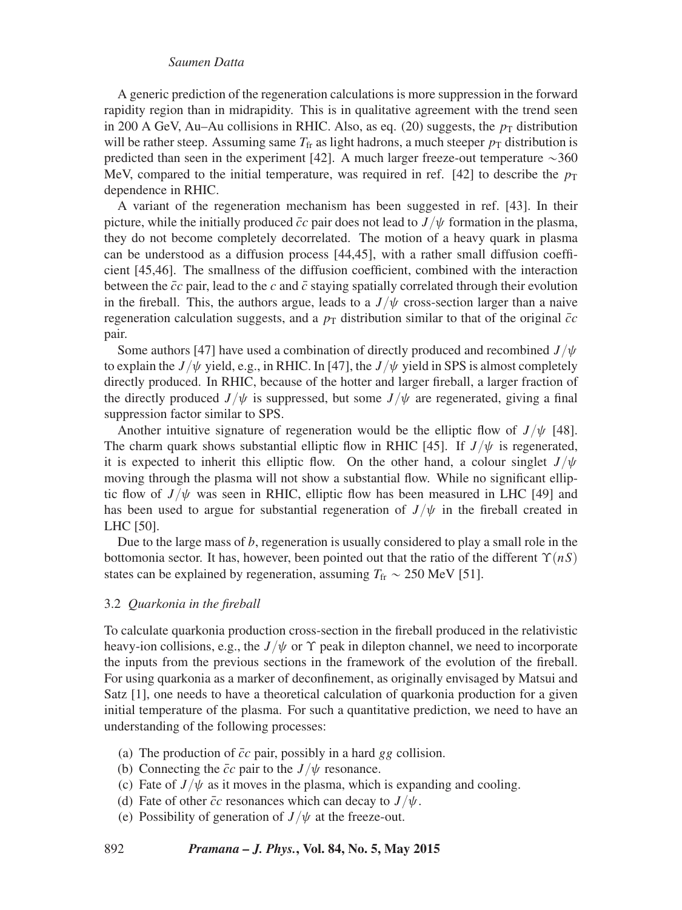A generic prediction of the regeneration calculations is more suppression in the forward rapidity region than in midrapidity. This is in qualitative agreement with the trend seen in 200 A GeV, Au–Au collisions in RHIC. Also, as eq. (20) suggests, the $p_{\mathrm{T}}$ distribution will be rather steep. Assuming same $T_{\mathrm{fr}}$ as light hadrons, a much steeper $p_{\mathrm{T}}$ distribution is predicted than seen in the experiment [42]. A much larger freeze-out temperature $\sim$360 MeV, compared to the initial temperature, was required in ref. [42] to describe the $p_{\mathrm{T}}$ dependence in RHIC.

A variant of the regeneration mechanism has been suggested in ref. [43]. In their picture, while the initially produced $\bar{c}c$ pair does not lead to $J/\psi$ formation in the plasma, they do not become completely decorrelated. The motion of a heavy quark in plasma can be understood as a diffusion process [44,45], with a rather small diffusion coefficient [45,46]. The smallness of the diffusion coefficient, combined with the interaction between the $\bar{c}c$ pair, lead to the $c$ and $\bar{c}$ staying spatially correlated through their evolution in the fireball. This, the authors argue, leads to a $J/\psi$ cross-section larger than a naive regeneration calculation suggests, and a $p_{\mathrm{T}}$ distribution similar to that of the original $\bar{c}c$ pair.

Some authors [47] have used a combination of directly produced and recombined $J/\psi$ to explain the $J/\psi$ yield, e.g., in RHIC. In [47], the $J/\psi$ yield in SPS is almost completely directly produced. In RHIC, because of the hotter and larger fireball, a larger fraction of the directly produced $J/\psi$ is suppressed, but some $J/\psi$ are regenerated, giving a final suppression factor similar to SPS.

Another intuitive signature of regeneration would be the elliptic flow of $J/\psi$ [48]. The charm quark shows substantial elliptic flow in RHIC [45]. If $J/\psi$ is regenerated, it is expected to inherit this elliptic flow. On the other hand, a colour singlet $J/\psi$ moving through the plasma will not show a substantial flow. While no significant elliptic flow of $J/\psi$ was seen in RHIC, elliptic flow has been measured in LHC [49] and has been used to argue for substantial regeneration of $J/\psi$ in the fireball created in LHC [50].

Due to the large mass of $b$, regeneration is usually considered to play a small role in the bottomonia sector. It has, however, been pointed out that the ratio of the different $\Upsilon(nS)$ states can be explained by regeneration, assuming $T_{\mathrm{fr}} \sim 250$ MeV [51].

### 3.2 *Quarkonia in the fireball*

To calculate quarkonia production cross-section in the fireball produced in the relativistic heavy-ion collisions, e.g., the $J/\psi$ or $\Upsilon$ peak in dilepton channel, we need to incorporate the inputs from the previous sections in the framework of the evolution of the fireball. For using quarkonia as a marker of deconfinement, as originally envisaged by Matsui and Satz [1], one needs to have a theoretical calculation of quarkonia production for a given initial temperature of the plasma. For such a quantitative prediction, we need to have an understanding of the following processes:

- (a) The production of $\bar{c}c$ pair, possibly in a hard $gg$ collision.
- (b) Connecting the $\bar{c}c$ pair to the $J/\psi$ resonance.
- (c) Fate of $J/\psi$ as it moves in the plasma, which is expanding and cooling.
- (d) Fate of other $\bar{c}c$ resonances which can decay to $J/\psi$.
- (e) Possibility of generation of $J/\psi$ at the freeze-out.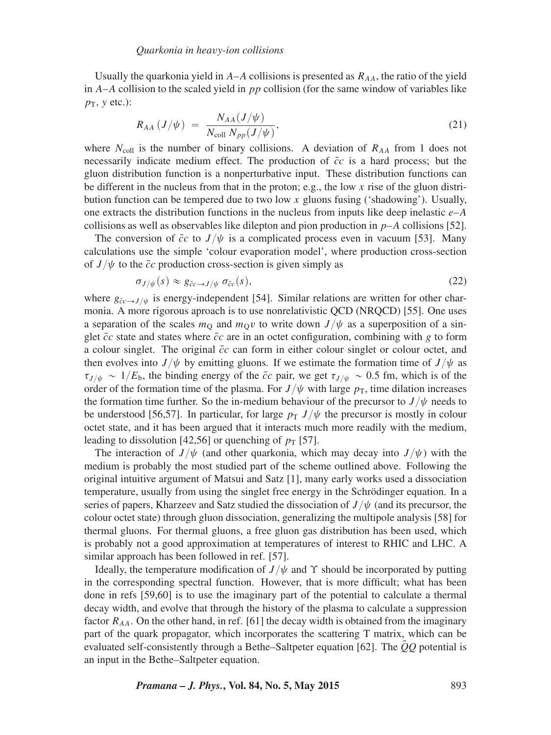Usually the quarkonia yield in $A$–$A$ collisions is presented as $R_{AA}$, the ratio of the yield in $A$–$A$ collision to the scaled yield in $pp$ collision (for the same window of variables like $p_{\rm T}$, $y$ etc.):

$$R_{AA}\left(J/\psi\right) \;=\; \frac{N_{AA}(J/\psi)}{N_{\rm coll}\,N_{pp}(J/\psi)}, \tag{21}$$

where $N_{\rm coll}$ is the number of binary collisions. A deviation of $R_{AA}$ from 1 does not necessarily indicate medium effect. The production of $\bar{c}c$ is a hard process; but the gluon distribution function is a nonperturbative input. These distribution functions can be different in the nucleus from that in the proton; e.g., the low $x$ rise of the gluon distribution function can be tempered due to two low $x$ gluons fusing ('shadowing'). Usually, one extracts the distribution functions in the nucleus from inputs like deep inelastic $e$–$A$ collisions as well as observables like dilepton and pion production in $p$–$A$ collisions [52].

The conversion of $\bar{c}c$ to $J/\psi$ is a complicated process even in vacuum [53]. Many calculations use the simple 'colour evaporation model', where production cross-section of $J/\psi$ to the $\bar{c}c$ production cross-section is given simply as

$$\sigma_{J/\psi}(s) \approx g_{\bar{c}c\to J/\psi}\;\sigma_{\bar{c}c}(s), \tag{22}$$

where $g_{\bar{c}c\to J/\psi}$ is energy-independent [54]. Similar relations are written for other charmonia. A more rigorous aproach is to use nonrelativistic QCD (NRQCD) [55]. One uses a separation of the scales $m_{\rm Q}$ and $m_{\rm Q}v$ to write down $J/\psi$ as a superposition of a singlet $\bar{c}c$ state and states where $\bar{c}c$ are in an octet configuration, combining with $g$ to form a colour singlet. The original $\bar{c}c$ can form in either colour singlet or colour octet, and then evolves into $J/\psi$ by emitting gluons. If we estimate the formation time of $J/\psi$ as $\tau_{J/\psi} \sim 1/E_{\rm b}$, the binding energy of the $\bar{c}c$ pair, we get $\tau_{J/\psi} \sim 0.5$ fm, which is of the order of the formation time of the plasma. For $J/\psi$ with large $p_{\rm T}$, time dilation increases the formation time further. So the in-medium behaviour of the precursor to $J/\psi$ needs to be understood [56,57]. In particular, for large $p_{\rm T}$ $J/\psi$ the precursor is mostly in colour octet state, and it has been argued that it interacts much more readily with the medium, leading to dissolution [42,56] or quenching of $p_{\rm T}$ [57].

The interaction of $J/\psi$ (and other quarkonia, which may decay into $J/\psi$) with the medium is probably the most studied part of the scheme outlined above. Following the original intuitive argument of Matsui and Satz [1], many early works used a dissociation temperature, usually from using the singlet free energy in the Schrödinger equation. In a series of papers, Kharzeev and Satz studied the dissociation of $J/\psi$ (and its precursor, the colour octet state) through gluon dissociation, generalizing the multipole analysis [58] for thermal gluons. For thermal gluons, a free gluon gas distribution has been used, which is probably not a good approximation at temperatures of interest to RHIC and LHC. A similar approach has been followed in ref. [57].

Ideally, the temperature modification of $J/\psi$ and $\Upsilon$ should be incorporated by putting in the corresponding spectral function. However, that is more difficult; what has been done in refs [59,60] is to use the imaginary part of the potential to calculate a thermal decay width, and evolve that through the history of the plasma to calculate a suppression factor $R_{AA}$. On the other hand, in ref. [61] the decay width is obtained from the imaginary part of the quark propagator, which incorporates the scattering T matrix, which can be evaluated self-consistently through a Bethe–Saltpeter equation [62]. The $\bar{Q}Q$ potential is an input in the Bethe–Saltpeter equation.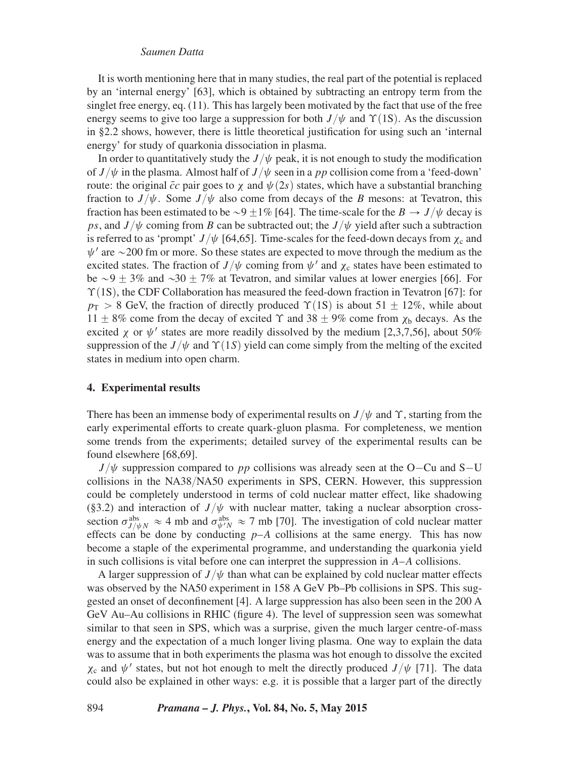It is worth mentioning here that in many studies, the real part of the potential is replaced by an 'internal energy' [63], which is obtained by subtracting an entropy term from the singlet free energy, eq. (11). This has largely been motivated by the fact that use of the free energy seems to give too large a suppression for both $J/\psi$ and $\Upsilon(1S)$. As the discussion in §2.2 shows, however, there is little theoretical justification for using such an 'internal energy' for study of quarkonia dissociation in plasma.

In order to quantitatively study the $J/\psi$ peak, it is not enough to study the modification of $J/\psi$ in the plasma. Almost half of $J/\psi$ seen in a $pp$ collision come from a 'feed-down' route: the original $\bar{c}c$ pair goes to $\chi$ and $\psi(2s)$ states, which have a substantial branching fraction to $J/\psi$. Some $J/\psi$ also come from decays of the $B$ mesons: at Tevatron, this fraction has been estimated to be $\sim 9 \pm 1\%$ [64]. The time-scale for the $B \to J/\psi$ decay is $ps$, and $J/\psi$ coming from $B$ can be subtracted out; the $J/\psi$ yield after such a subtraction is referred to as 'prompt' $J/\psi$ [64,65]. Time-scales for the feed-down decays from $\chi_c$ and $\psi'$ are $\sim$200 fm or more. So these states are expected to move through the medium as the excited states. The fraction of $J/\psi$ coming from $\psi'$ and $\chi_c$ states have been estimated to be $\sim 9 \pm 3\%$ and $\sim 30 \pm 7\%$ at Tevatron, and similar values at lower energies [66]. For $\Upsilon(1S)$, the CDF Collaboration has measured the feed-down fraction in Tevatron [67]: for $p_T > 8$ GeV, the fraction of directly produced $\Upsilon(1S)$ is about $51 \pm 12\%$, while about $11 \pm 8\%$ come from the decay of excited $\Upsilon$ and $38 \pm 9\%$ come from $\chi_b$ decays. As the excited $\chi$ or $\psi'$ states are more readily dissolved by the medium [2,3,7,56], about 50% suppression of the $J/\psi$ and $\Upsilon(1S)$ yield can come simply from the melting of the excited states in medium into open charm.

## 4. Experimental results

There has been an immense body of experimental results on $J/\psi$ and $\Upsilon$, starting from the early experimental efforts to create quark-gluon plasma. For completeness, we mention some trends from the experiments; detailed survey of the experimental results can be found elsewhere [68,69].

$J/\psi$ suppression compared to $pp$ collisions was already seen at the O$-$Cu and S$-$U collisions in the NA38/NA50 experiments in SPS, CERN. However, this suppression could be completely understood in terms of cold nuclear matter effect, like shadowing (§3.2) and interaction of $J/\psi$ with nuclear matter, taking a nuclear absorption cross-section $\sigma^{\rm abs}_{J/\psi N} \approx 4$ mb and $\sigma^{\rm abs}_{\psi' N} \approx 7$ mb [70]. The investigation of cold nuclear matter effects can be done by conducting $p$–$A$ collisions at the same energy. This has now become a staple of the experimental programme, and understanding the quarkonia yield in such collisions is vital before one can interpret the suppression in $A$–$A$ collisions.

A larger suppression of $J/\psi$ than what can be explained by cold nuclear matter effects was observed by the NA50 experiment in 158 A GeV Pb–Pb collisions in SPS. This suggested an onset of deconfinement [4]. A large suppression has also been seen in the 200 A GeV Au–Au collisions in RHIC (figure 4). The level of suppression seen was somewhat similar to that seen in SPS, which was a surprise, given the much larger centre-of-mass energy and the expectation of a much longer living plasma. One way to explain the data was to assume that in both experiments the plasma was hot enough to dissolve the excited $\chi_c$ and $\psi'$ states, but not hot enough to melt the directly produced $J/\psi$ [71]. The data could also be explained in other ways: e.g. it is possible that a larger part of the directly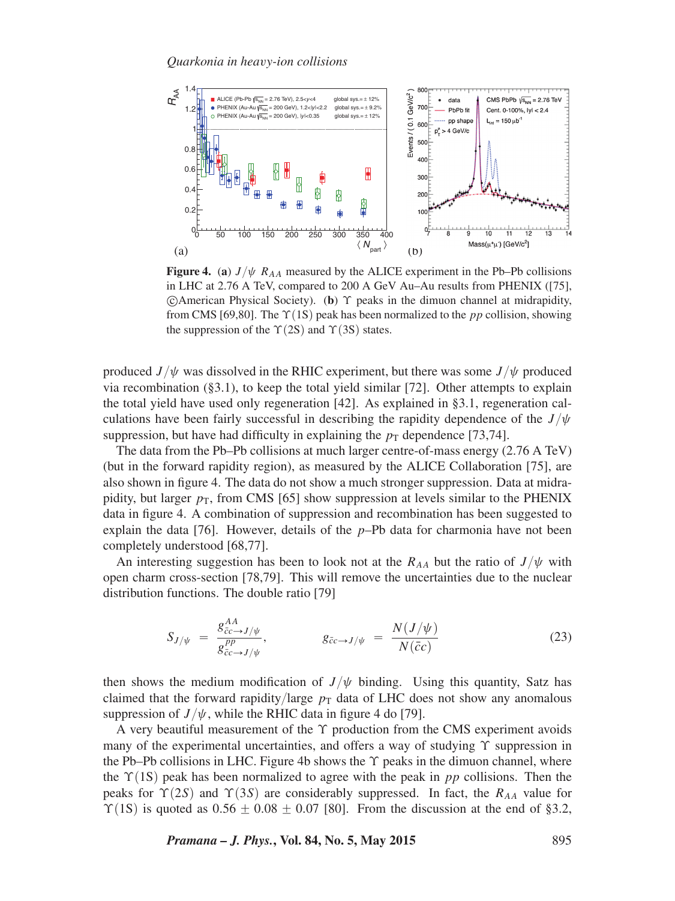**Figure 4.** (**a**) $J/\psi$ $R_{AA}$ measured by the ALICE experiment in the Pb–Pb collisions in LHC at 2.76 A TeV, compared to 200 A GeV Au–Au results from PHENIX ([75], ©American Physical Society). (**b**) $\Upsilon$ peaks in the dimuon channel at midrapidity, from CMS [69,80]. The $\Upsilon(1S)$ peak has been normalized to the $pp$ collision, showing the suppression of the $\Upsilon(2S)$ and $\Upsilon(3S)$ states.

produced $J/\psi$ was dissolved in the RHIC experiment, but there was some $J/\psi$ produced via recombination (§3.1), to keep the total yield similar [72]. Other attempts to explain the total yield have used only regeneration [42]. As explained in §3.1, regeneration calculations have been fairly successful in describing the rapidity dependence of the $J/\psi$ suppression, but have had difficulty in explaining the $p_T$ dependence [73,74].

The data from the Pb–Pb collisions at much larger centre-of-mass energy (2.76 A TeV) (but in the forward rapidity region), as measured by the ALICE Collaboration [75], are also shown in figure 4. The data do not show a much stronger suppression. Data at midrapidity, but larger $p_T$, from CMS [65] show suppression at levels similar to the PHENIX data in figure 4. A combination of suppression and recombination has been suggested to explain the data [76]. However, details of the $p$–Pb data for charmonia have not been completely understood [68,77].

An interesting suggestion has been to look not at the $R_{AA}$ but the ratio of $J/\psi$ with open charm cross-section [78,79]. This will remove the uncertainties due to the nuclear distribution functions. The double ratio [79]

$$S_{J/\psi} = \frac{g^{AA}_{\bar{c}c\to J/\psi}}{g^{pp}_{\bar{c}c\to J/\psi}}, \qquad g_{\bar{c}c\to J/\psi} = \frac{N(J/\psi)}{N(\bar{c}c)} \tag{23}$$

then shows the medium modification of $J/\psi$ binding. Using this quantity, Satz has claimed that the forward rapidity/large $p_T$ data of LHC does not show any anomalous suppression of $J/\psi$, while the RHIC data in figure 4 do [79].

A very beautiful measurement of the $\Upsilon$ production from the CMS experiment avoids many of the experimental uncertainties, and offers a way of studying $\Upsilon$ suppression in the Pb–Pb collisions in LHC. Figure 4b shows the $\Upsilon$ peaks in the dimuon channel, where the $\Upsilon(1S)$ peak has been normalized to agree with the peak in $pp$ collisions. Then the peaks for $\Upsilon(2S)$ and $\Upsilon(3S)$ are considerably suppressed. In fact, the $R_{AA}$ value for $\Upsilon(1S)$ is quoted as $0.56 \pm 0.08 \pm 0.07$ [80]. From the discussion at the end of §3.2,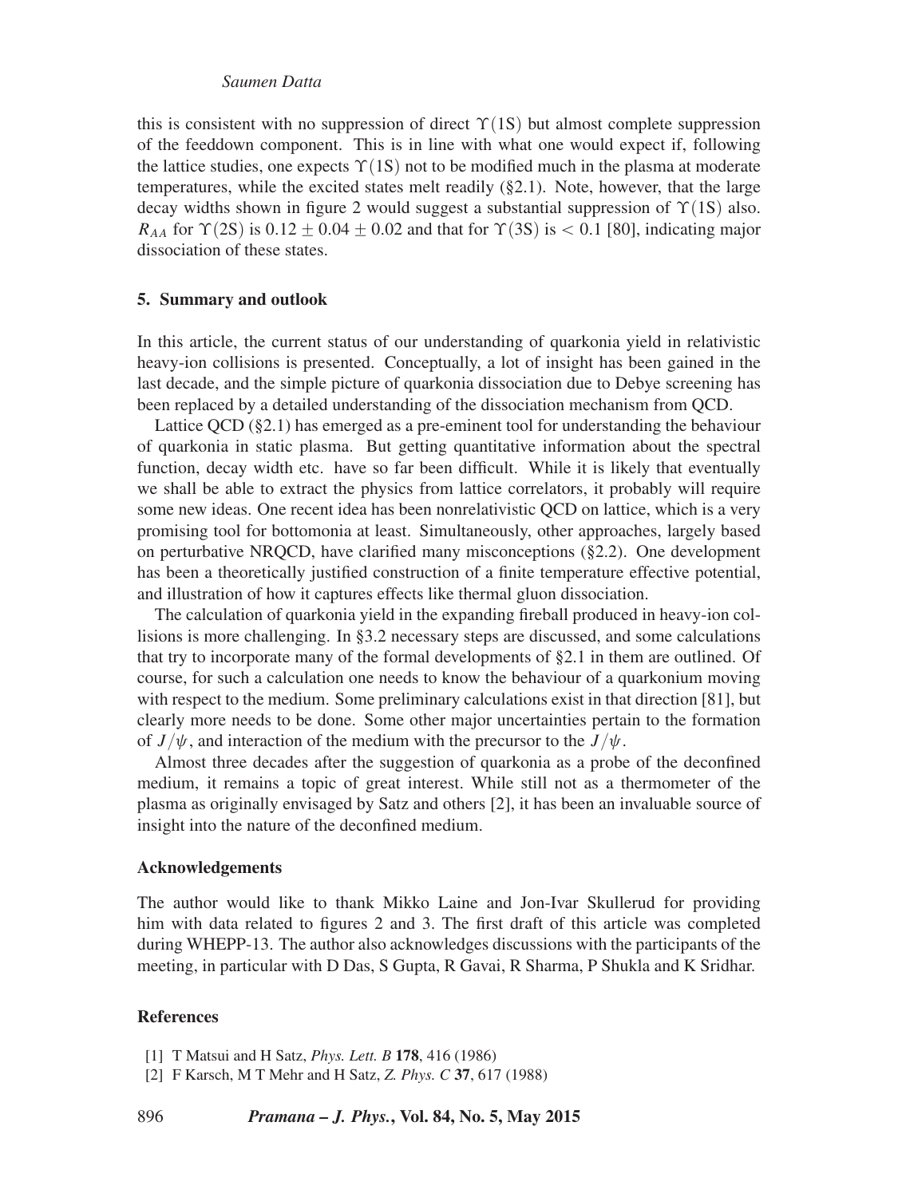this is consistent with no suppression of direct $\Upsilon(1S)$ but almost complete suppression of the feeddown component. This is in line with what one would expect if, following the lattice studies, one expects $\Upsilon(1S)$ not to be modified much in the plasma at moderate temperatures, while the excited states melt readily (§2.1). Note, however, that the large decay widths shown in figure 2 would suggest a substantial suppression of $\Upsilon(1S)$ also. $R_{AA}$ for $\Upsilon(2S)$ is $0.12 \pm 0.04 \pm 0.02$ and that for $\Upsilon(3S)$ is $< 0.1$ [80], indicating major dissociation of these states.

## 5. Summary and outlook

In this article, the current status of our understanding of quarkonia yield in relativistic heavy-ion collisions is presented. Conceptually, a lot of insight has been gained in the last decade, and the simple picture of quarkonia dissociation due to Debye screening has been replaced by a detailed understanding of the dissociation mechanism from QCD.

Lattice QCD (§2.1) has emerged as a pre-eminent tool for understanding the behaviour of quarkonia in static plasma. But getting quantitative information about the spectral function, decay width etc. have so far been difficult. While it is likely that eventually we shall be able to extract the physics from lattice correlators, it probably will require some new ideas. One recent idea has been nonrelativistic QCD on lattice, which is a very promising tool for bottomonia at least. Simultaneously, other approaches, largely based on perturbative NRQCD, have clarified many misconceptions (§2.2). One development has been a theoretically justified construction of a finite temperature effective potential, and illustration of how it captures effects like thermal gluon dissociation.

The calculation of quarkonia yield in the expanding fireball produced in heavy-ion collisions is more challenging. In §3.2 necessary steps are discussed, and some calculations that try to incorporate many of the formal developments of §2.1 in them are outlined. Of course, for such a calculation one needs to know the behaviour of a quarkonium moving with respect to the medium. Some preliminary calculations exist in that direction [81], but clearly more needs to be done. Some other major uncertainties pertain to the formation of $J/\psi$, and interaction of the medium with the precursor to the $J/\psi$.

Almost three decades after the suggestion of quarkonia as a probe of the deconfined medium, it remains a topic of great interest. While still not as a thermometer of the plasma as originally envisaged by Satz and others [2], it has been an invaluable source of insight into the nature of the deconfined medium.

### Acknowledgements

The author would like to thank Mikko Laine and Jon-Ivar Skullerud for providing him with data related to figures 2 and 3. The first draft of this article was completed during WHEPP-13. The author also acknowledges discussions with the participants of the meeting, in particular with D Das, S Gupta, R Gavai, R Sharma, P Shukla and K Sridhar.

### References

[1] T Matsui and H Satz, *Phys. Lett. B* **178**, 416 (1986)

[2] F Karsch, M T Mehr and H Satz, *Z. Phys. C* **37**, 617 (1988)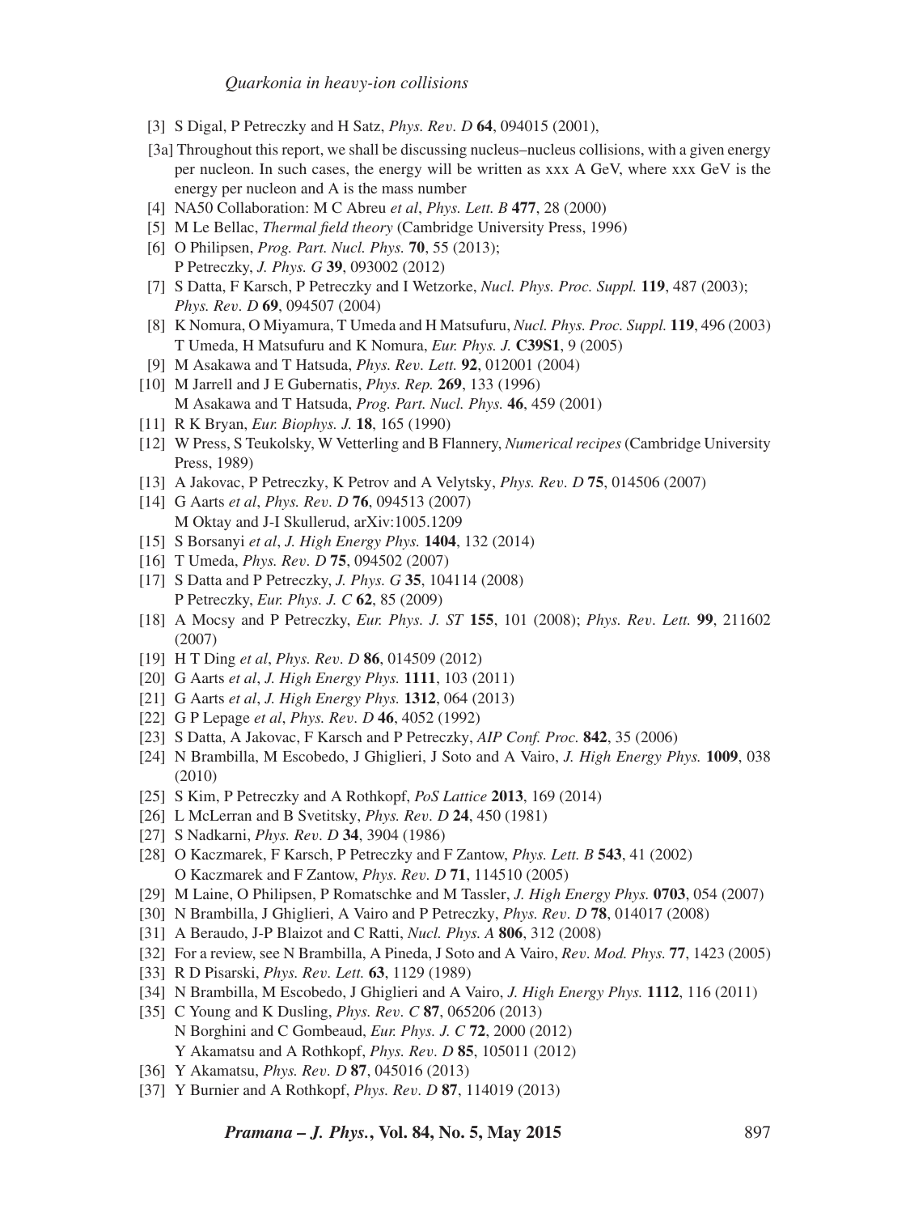[3] S Digal, P Petreczky and H Satz, *Phys. Rev. D* **64**, 094015 (2001),

[3a] Throughout this report, we shall be discussing nucleus–nucleus collisions, with a given energy per nucleon. In such cases, the energy will be written as xxx A GeV, where xxx GeV is the energy per nucleon and A is the mass number

[4] NA50 Collaboration: M C Abreu *et al*, *Phys. Lett. B* **477**, 28 (2000)

[5] M Le Bellac, *Thermal field theory* (Cambridge University Press, 1996)

[6] O Philipsen, *Prog. Part. Nucl. Phys.* **70**, 55 (2013);
P Petreczky, *J. Phys. G* **39**, 093002 (2012)

[7] S Datta, F Karsch, P Petreczky and I Wetzorke, *Nucl. Phys. Proc. Suppl.* **119**, 487 (2003); *Phys. Rev. D* **69**, 094507 (2004)

[8] K Nomura, O Miyamura, T Umeda and H Matsufuru, *Nucl. Phys. Proc. Suppl.* **119**, 496 (2003)
T Umeda, H Matsufuru and K Nomura, *Eur. Phys. J.* **C39S1**, 9 (2005)

[9] M Asakawa and T Hatsuda, *Phys. Rev. Lett.* **92**, 012001 (2004)

[10] M Jarrell and J E Gubernatis, *Phys. Rep.* **269**, 133 (1996)
M Asakawa and T Hatsuda, *Prog. Part. Nucl. Phys.* **46**, 459 (2001)

[11] R K Bryan, *Eur. Biophys. J.* **18**, 165 (1990)

[12] W Press, S Teukolsky, W Vetterling and B Flannery, *Numerical recipes* (Cambridge University Press, 1989)

[13] A Jakovac, P Petreczky, K Petrov and A Velytsky, *Phys. Rev. D* **75**, 014506 (2007)

[14] G Aarts *et al*, *Phys. Rev. D* **76**, 094513 (2007)
M Oktay and J-I Skullerud, arXiv:1005.1209

[15] S Borsanyi *et al*, *J. High Energy Phys.* **1404**, 132 (2014)

[16] T Umeda, *Phys. Rev. D* **75**, 094502 (2007)

[17] S Datta and P Petreczky, *J. Phys. G* **35**, 104114 (2008)
P Petreczky, *Eur. Phys. J. C* **62**, 85 (2009)

[18] A Mocsy and P Petreczky, *Eur. Phys. J. ST* **155**, 101 (2008); *Phys. Rev. Lett.* **99**, 211602 (2007)

[19] H T Ding *et al*, *Phys. Rev. D* **86**, 014509 (2012)

[20] G Aarts *et al*, *J. High Energy Phys.* **1111**, 103 (2011)

[21] G Aarts *et al*, *J. High Energy Phys.* **1312**, 064 (2013)

[22] G P Lepage *et al*, *Phys. Rev. D* **46**, 4052 (1992)

[23] S Datta, A Jakovac, F Karsch and P Petreczky, *AIP Conf. Proc.* **842**, 35 (2006)

[24] N Brambilla, M Escobedo, J Ghiglieri, J Soto and A Vairo, *J. High Energy Phys.* **1009**, 038 (2010)

[25] S Kim, P Petreczky and A Rothkopf, *PoS Lattice* **2013**, 169 (2014)

[26] L McLerran and B Svetitsky, *Phys. Rev. D* **24**, 450 (1981)

[27] S Nadkarni, *Phys. Rev. D* **34**, 3904 (1986)

[28] O Kaczmarek, F Karsch, P Petreczky and F Zantow, *Phys. Lett. B* **543**, 41 (2002)
O Kaczmarek and F Zantow, *Phys. Rev. D* **71**, 114510 (2005)

[29] M Laine, O Philipsen, P Romatschke and M Tassler, *J. High Energy Phys.* **0703**, 054 (2007)

[30] N Brambilla, J Ghiglieri, A Vairo and P Petreczky, *Phys. Rev. D* **78**, 014017 (2008)

[31] A Beraudo, J-P Blaizot and C Ratti, *Nucl. Phys. A* **806**, 312 (2008)

[32] For a review, see N Brambilla, A Pineda, J Soto and A Vairo, *Rev. Mod. Phys.* **77**, 1423 (2005)

[33] R D Pisarski, *Phys. Rev. Lett.* **63**, 1129 (1989)

[34] N Brambilla, M Escobedo, J Ghiglieri and A Vairo, *J. High Energy Phys.* **1112**, 116 (2011)

[35] C Young and K Dusling, *Phys. Rev. C* **87**, 065206 (2013)
N Borghini and C Gombeaud, *Eur. Phys. J. C* **72**, 2000 (2012)
Y Akamatsu and A Rothkopf, *Phys. Rev. D* **85**, 105011 (2012)

[36] Y Akamatsu, *Phys. Rev. D* **87**, 045016 (2013)

[37] Y Burnier and A Rothkopf, *Phys. Rev. D* **87**, 114019 (2013)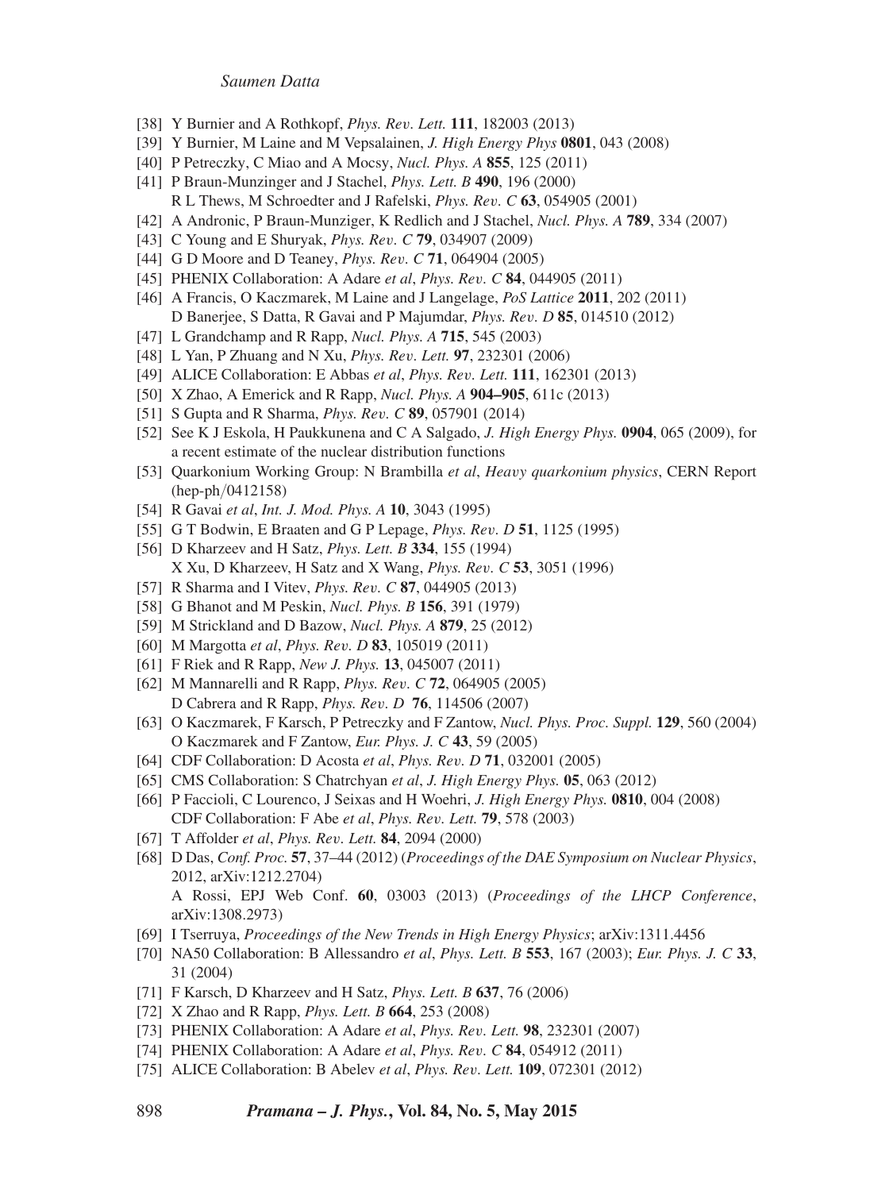[38] Y Burnier and A Rothkopf, *Phys. Rev. Lett.* **111**, 182003 (2013)

[39] Y Burnier, M Laine and M Vepsalainen, *J. High Energy Phys* **0801**, 043 (2008)

[40] P Petreczky, C Miao and A Mocsy, *Nucl. Phys. A* **855**, 125 (2011)

[41] P Braun-Munzinger and J Stachel, *Phys. Lett. B* **490**, 196 (2000)
R L Thews, M Schroedter and J Rafelski, *Phys. Rev. C* **63**, 054905 (2001)

[42] A Andronic, P Braun-Munziger, K Redlich and J Stachel, *Nucl. Phys. A* **789**, 334 (2007)

[43] C Young and E Shuryak, *Phys. Rev. C* **79**, 034907 (2009)

[44] G D Moore and D Teaney, *Phys. Rev. C* **71**, 064904 (2005)

[45] PHENIX Collaboration: A Adare *et al*, *Phys. Rev. C* **84**, 044905 (2011)

[46] A Francis, O Kaczmarek, M Laine and J Langelage, *PoS Lattice* **2011**, 202 (2011)
D Banerjee, S Datta, R Gavai and P Majumdar, *Phys. Rev. D* **85**, 014510 (2012)

[47] L Grandchamp and R Rapp, *Nucl. Phys. A* **715**, 545 (2003)

[48] L Yan, P Zhuang and N Xu, *Phys. Rev. Lett.* **97**, 232301 (2006)

[49] ALICE Collaboration: E Abbas *et al*, *Phys. Rev. Lett.* **111**, 162301 (2013)

[50] X Zhao, A Emerick and R Rapp, *Nucl. Phys. A* **904–905**, 611c (2013)

[51] S Gupta and R Sharma, *Phys. Rev. C* **89**, 057901 (2014)

[52] See K J Eskola, H Paukkunena and C A Salgado, *J. High Energy Phys.* **0904**, 065 (2009), for a recent estimate of the nuclear distribution functions

[53] Quarkonium Working Group: N Brambilla *et al*, *Heavy quarkonium physics*, CERN Report (hep-ph/0412158)

[54] R Gavai *et al*, *Int. J. Mod. Phys. A* **10**, 3043 (1995)

[55] G T Bodwin, E Braaten and G P Lepage, *Phys. Rev. D* **51**, 1125 (1995)

[56] D Kharzeev and H Satz, *Phys. Lett. B* **334**, 155 (1994)
X Xu, D Kharzeev, H Satz and X Wang, *Phys. Rev. C* **53**, 3051 (1996)

[57] R Sharma and I Vitev, *Phys. Rev. C* **87**, 044905 (2013)

[58] G Bhanot and M Peskin, *Nucl. Phys. B* **156**, 391 (1979)

[59] M Strickland and D Bazow, *Nucl. Phys. A* **879**, 25 (2012)

[60] M Margotta *et al*, *Phys. Rev. D* **83**, 105019 (2011)

[61] F Riek and R Rapp, *New J. Phys.* **13**, 045007 (2011)

[62] M Mannarelli and R Rapp, *Phys. Rev. C* **72**, 064905 (2005)
D Cabrera and R Rapp, *Phys. Rev. D* **76**, 114506 (2007)

[63] O Kaczmarek, F Karsch, P Petreczky and F Zantow, *Nucl. Phys. Proc. Suppl.* **129**, 560 (2004)
O Kaczmarek and F Zantow, *Eur. Phys. J. C* **43**, 59 (2005)

[64] CDF Collaboration: D Acosta *et al*, *Phys. Rev. D* **71**, 032001 (2005)

[65] CMS Collaboration: S Chatrchyan *et al*, *J. High Energy Phys.* **05**, 063 (2012)

[66] P Faccioli, C Lourenco, J Seixas and H Woehri, *J. High Energy Phys.* **0810**, 004 (2008)
CDF Collaboration: F Abe *et al*, *Phys. Rev. Lett.* **79**, 578 (2003)

[67] T Affolder *et al*, *Phys. Rev. Lett.* **84**, 2094 (2000)

[68] D Das, *Conf. Proc.* **57**, 37–44 (2012) (*Proceedings of the DAE Symposium on Nuclear Physics*, 2012, arXiv:1212.2704)
A Rossi, EPJ Web Conf. **60**, 03003 (2013) (*Proceedings of the LHCP Conference*, arXiv:1308.2973)

[69] I Tserruya, *Proceedings of the New Trends in High Energy Physics*; arXiv:1311.4456

[70] NA50 Collaboration: B Allessandro *et al*, *Phys. Lett. B* **553**, 167 (2003); *Eur. Phys. J. C* **33**, 31 (2004)

[71] F Karsch, D Kharzeev and H Satz, *Phys. Lett. B* **637**, 76 (2006)

[72] X Zhao and R Rapp, *Phys. Lett. B* **664**, 253 (2008)

[73] PHENIX Collaboration: A Adare *et al*, *Phys. Rev. Lett.* **98**, 232301 (2007)

[74] PHENIX Collaboration: A Adare *et al*, *Phys. Rev. C* **84**, 054912 (2011)

[75] ALICE Collaboration: B Abelev *et al*, *Phys. Rev. Lett.* **109**, 072301 (2012)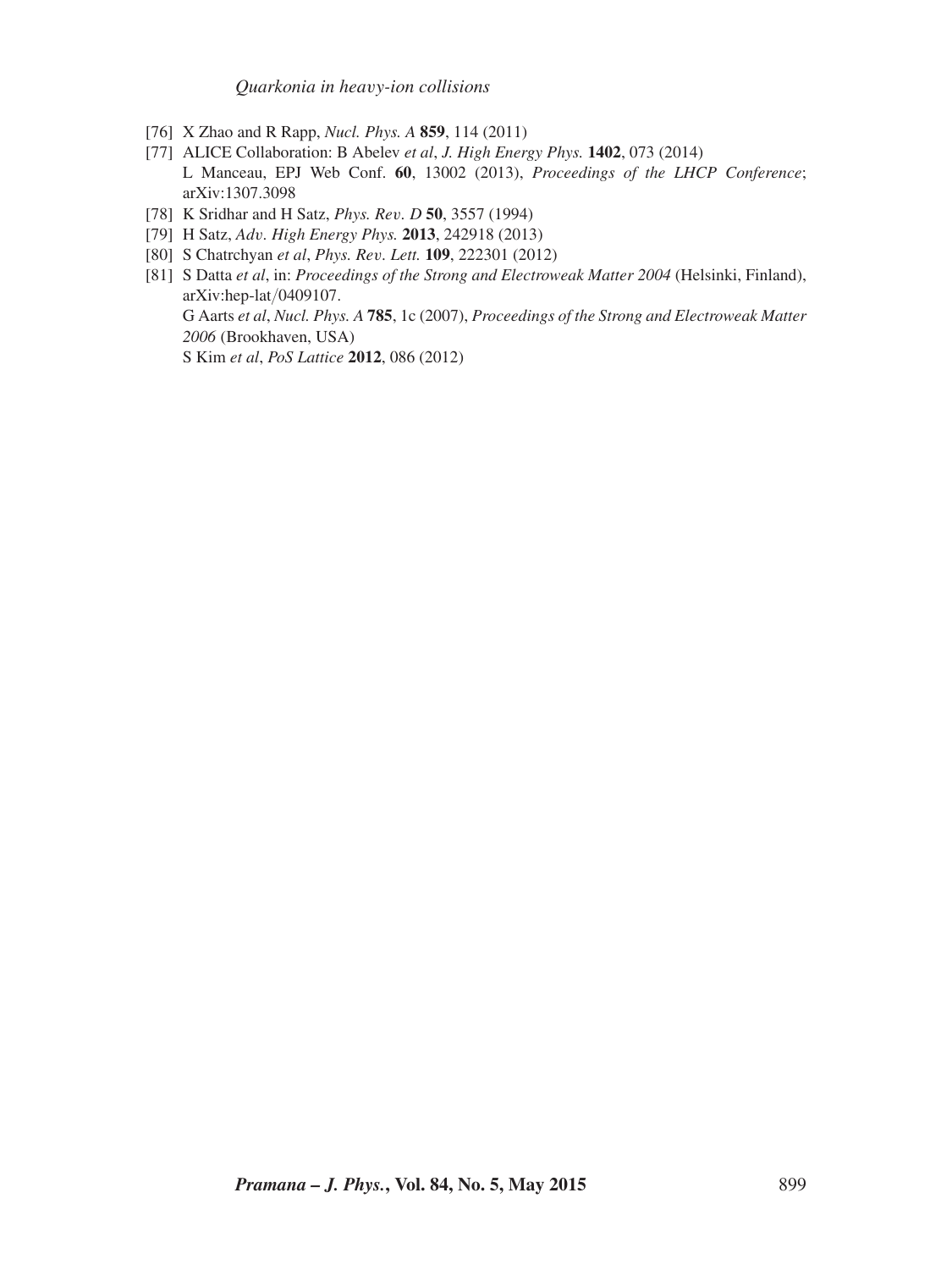[76] X Zhao and R Rapp, *Nucl. Phys. A* **859**, 114 (2011)

[77] ALICE Collaboration: B Abelev *et al*, *J. High Energy Phys.* **1402**, 073 (2014)
L Manceau, EPJ Web Conf. **60**, 13002 (2013), *Proceedings of the LHCP Conference*; arXiv:1307.3098

[78] K Sridhar and H Satz, *Phys. Rev. D* **50**, 3557 (1994)

[79] H Satz, *Adv. High Energy Phys.* **2013**, 242918 (2013)

[80] S Chatrchyan *et al*, *Phys. Rev. Lett.* **109**, 222301 (2012)

[81] S Datta *et al*, in: *Proceedings of the Strong and Electroweak Matter 2004* (Helsinki, Finland), arXiv:hep-lat/0409107.
G Aarts *et al*, *Nucl. Phys. A* **785**, 1c (2007), *Proceedings of the Strong and Electroweak Matter 2006* (Brookhaven, USA)
S Kim *et al*, *PoS Lattice* **2012**, 086 (2012)